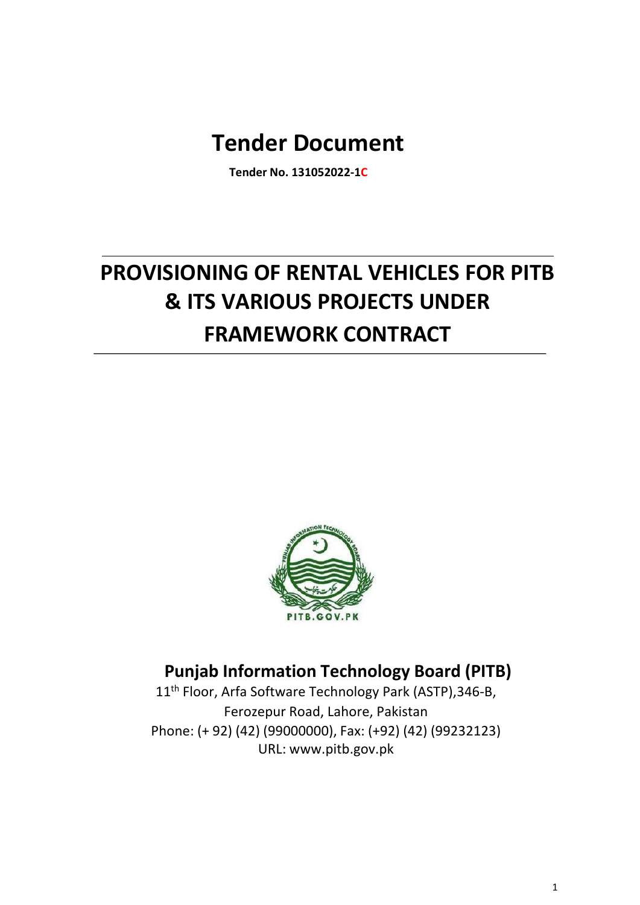# Tender Document

**Tender No. 131052022-1C**

# PROVISIONING OF RENTAL VEHICLES FOR PITB & ITS VARIOUS PROJECTS UNDER FRAMEWORK CONTRACT

## Punjab Information Technology Board (PITB)

11th Floor, Arfa Software Technology Park (ASTP),346-B,
Ferozepur Road, Lahore, Pakistan
Phone: (+ 92) (42) (99000000), Fax: (+92) (42) (99232123)
URL: www.pitb.gov.pk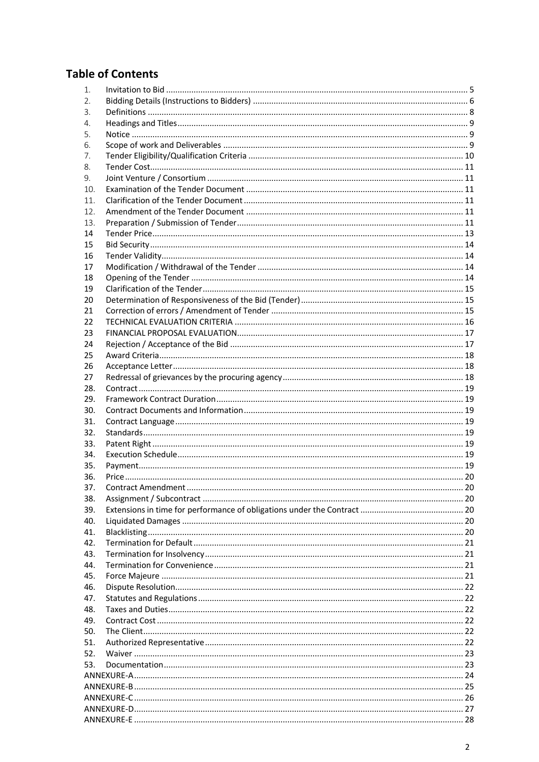## Table of Contents

| | | |
|---|---|---|
| 1. | Invitation to Bid | 5 |
| 2. | Bidding Details (Instructions to Bidders) | 6 |
| 3. | Definitions | 8 |
| 4. | Headings and Titles | 9 |
| 5. | Notice | 9 |
| 6. | Scope of work and Deliverables | 9 |
| 7. | Tender Eligibility/Qualification Criteria | 10 |
| 8. | Tender Cost | 11 |
| 9. | Joint Venture / Consortium | 11 |
| 10. | Examination of the Tender Document | 11 |
| 11. | Clarification of the Tender Document | 11 |
| 12. | Amendment of the Tender Document | 11 |
| 13. | Preparation / Submission of Tender | 11 |
| 14 | Tender Price | 13 |
| 15 | Bid Security | 14 |
| 16 | Tender Validity | 14 |
| 17 | Modification / Withdrawal of the Tender | 14 |
| 18 | Opening of the Tender | 14 |
| 19 | Clarification of the Tender | 15 |
| 20 | Determination of Responsiveness of the Bid (Tender) | 15 |
| 21 | Correction of errors / Amendment of Tender | 15 |
| 22 | TECHNICAL EVALUATION CRITERIA | 16 |
| 23 | FINANCIAL PROPOSAL EVALUATION | 17 |
| 24 | Rejection / Acceptance of the Bid | 17 |
| 25 | Award Criteria | 18 |
| 26 | Acceptance Letter | 18 |
| 27 | Redressal of grievances by the procuring agency | 18 |
| 28. | Contract | 19 |
| 29. | Framework Contract Duration | 19 |
| 30. | Contract Documents and Information | 19 |
| 31. | Contract Language | 19 |
| 32. | Standards | 19 |
| 33. | Patent Right | 19 |
| 34. | Execution Schedule | 19 |
| 35. | Payment | 19 |
| 36. | Price | 20 |
| 37. | Contract Amendment | 20 |
| 38. | Assignment / Subcontract | 20 |
| 39. | Extensions in time for performance of obligations under the Contract | 20 |
| 40. | Liquidated Damages | 20 |
| 41. | Blacklisting | 20 |
| 42. | Termination for Default | 21 |
| 43. | Termination for Insolvency | 21 |
| 44. | Termination for Convenience | 21 |
| 45. | Force Majeure | 21 |
| 46. | Dispute Resolution | 22 |
| 47. | Statutes and Regulations | 22 |
| 48. | Taxes and Duties | 22 |
| 49. | Contract Cost | 22 |
| 50. | The Client | 22 |
| 51. | Authorized Representative | 22 |
| 52. | Waiver | 23 |
| 53. | Documentation | 23 |
| | ANNEXURE-A | 24 |
| | ANNEXURE-B | 25 |
| | ANNEXURE-C | 26 |
| | ANNEXURE-D | 27 |
| | ANNEXURE-E | 28 |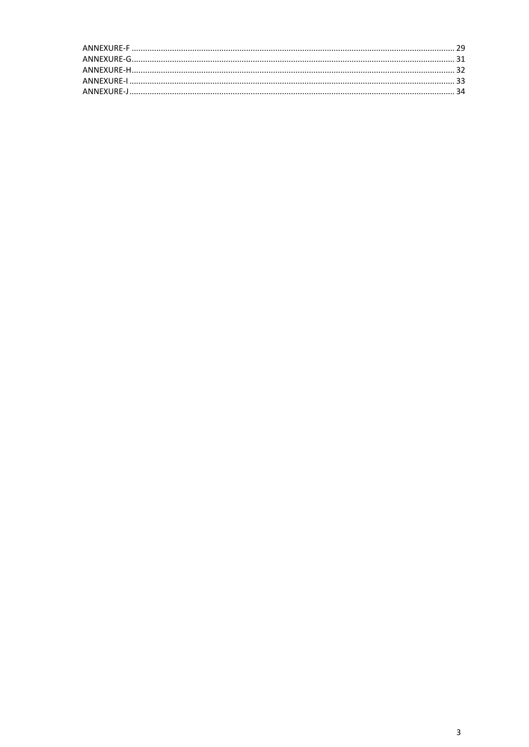ANNEXURE-F ............................................................................................................................................... 29
ANNEXURE-G.............................................................................................................................................. 31
ANNEXURE-H.............................................................................................................................................. 32
ANNEXURE-I ............................................................................................................................................... 33
ANNEXURE-J ............................................................................................................................................... 34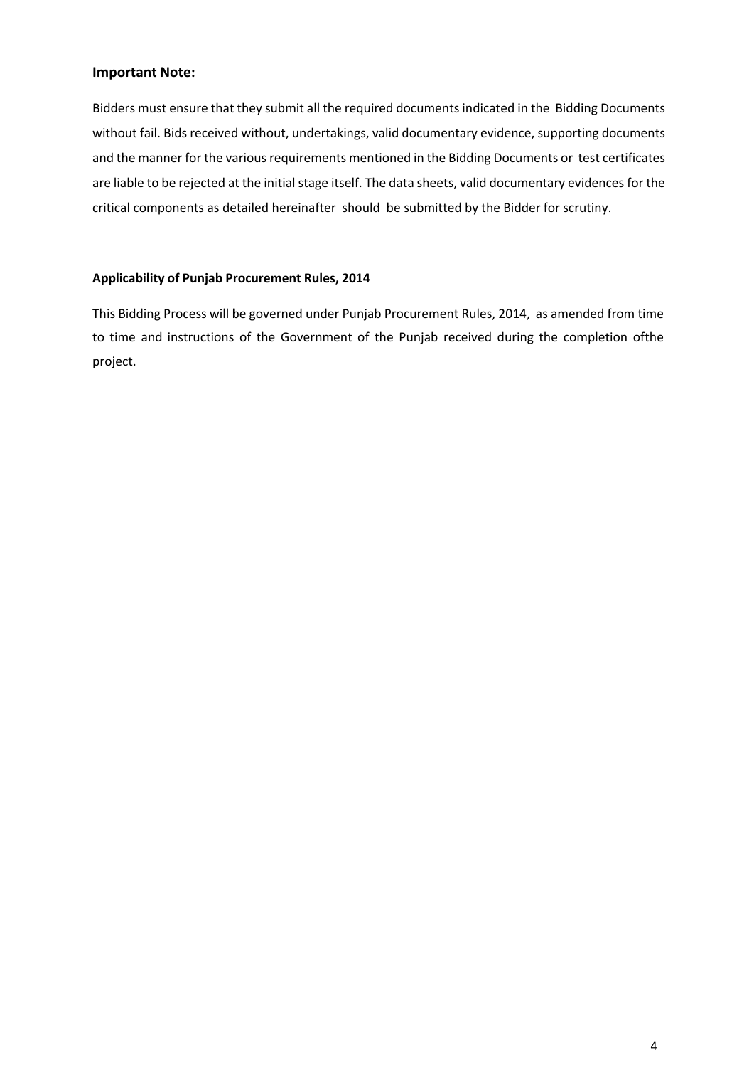### Important Note:

Bidders must ensure that they submit all the required documents indicated in the Bidding Documents without fail. Bids received without, undertakings, valid documentary evidence, supporting documents and the manner for the various requirements mentioned in the Bidding Documents or test certificates are liable to be rejected at the initial stage itself. The data sheets, valid documentary evidences for the critical components as detailed hereinafter should be submitted by the Bidder for scrutiny.

**Applicability of Punjab Procurement Rules, 2014**

This Bidding Process will be governed under Punjab Procurement Rules, 2014, as amended from time to time and instructions of the Government of the Punjab received during the completion ofthe project.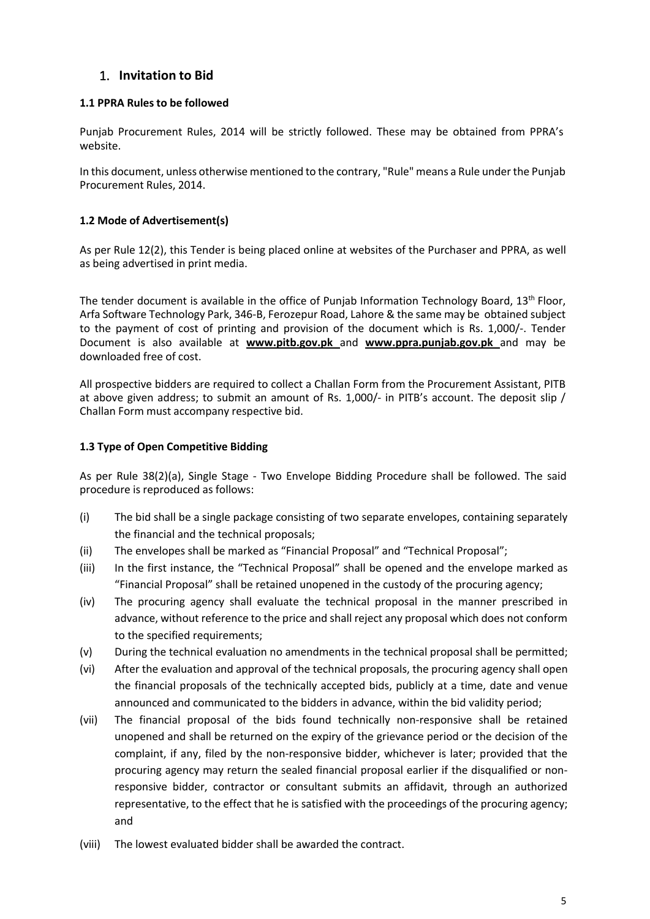# 1. Invitation to Bid

### 1.1 PPRA Rules to be followed

Punjab Procurement Rules, 2014 will be strictly followed. These may be obtained from PPRA's website.

In this document, unless otherwise mentioned to the contrary, "Rule" means a Rule under the Punjab Procurement Rules, 2014.

### 1.2 Mode of Advertisement(s)

As per Rule 12(2), this Tender is being placed online at websites of the Purchaser and PPRA, as well as being advertised in print media.

The tender document is available in the office of Punjab Information Technology Board, 13th Floor, Arfa Software Technology Park, 346-B, Ferozepur Road, Lahore & the same may be obtained subject to the payment of cost of printing and provision of the document which is Rs. 1,000/-. Tender Document is also available at **www.pitb.gov.pk** and **www.ppra.punjab.gov.pk** and may be downloaded free of cost.

All prospective bidders are required to collect a Challan Form from the Procurement Assistant, PITB at above given address; to submit an amount of Rs. 1,000/- in PITB's account. The deposit slip / Challan Form must accompany respective bid.

### 1.3 Type of Open Competitive Bidding

As per Rule 38(2)(a), Single Stage - Two Envelope Bidding Procedure shall be followed. The said procedure is reproduced as follows:

(i) The bid shall be a single package consisting of two separate envelopes, containing separately the financial and the technical proposals;

(ii) The envelopes shall be marked as "Financial Proposal" and "Technical Proposal";

(iii) In the first instance, the "Technical Proposal" shall be opened and the envelope marked as "Financial Proposal" shall be retained unopened in the custody of the procuring agency;

(iv) The procuring agency shall evaluate the technical proposal in the manner prescribed in advance, without reference to the price and shall reject any proposal which does not conform to the specified requirements;

(v) During the technical evaluation no amendments in the technical proposal shall be permitted;

(vi) After the evaluation and approval of the technical proposals, the procuring agency shall open the financial proposals of the technically accepted bids, publicly at a time, date and venue announced and communicated to the bidders in advance, within the bid validity period;

(vii) The financial proposal of the bids found technically non-responsive shall be retained unopened and shall be returned on the expiry of the grievance period or the decision of the complaint, if any, filed by the non-responsive bidder, whichever is later; provided that the procuring agency may return the sealed financial proposal earlier if the disqualified or non-responsive bidder, contractor or consultant submits an affidavit, through an authorized representative, to the effect that he is satisfied with the proceedings of the procuring agency; and

(viii) The lowest evaluated bidder shall be awarded the contract.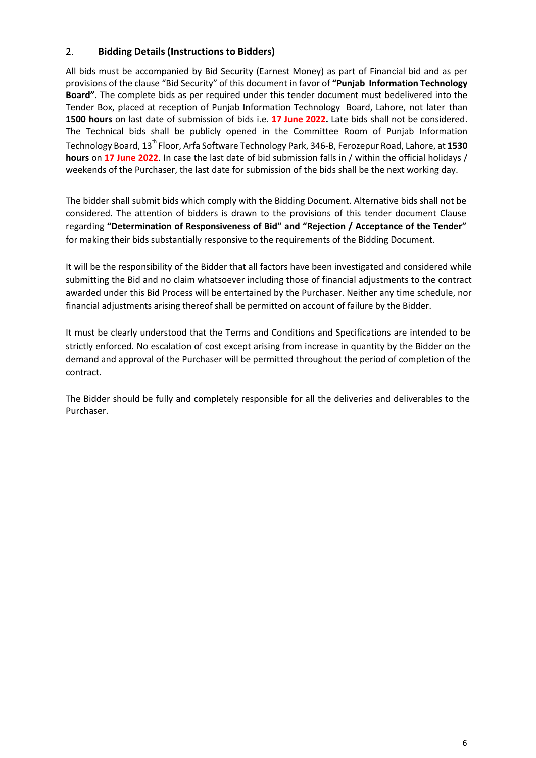## 2. Bidding Details (Instructions to Bidders)

All bids must be accompanied by Bid Security (Earnest Money) as part of Financial bid and as per provisions of the clause "Bid Security" of this document in favor of **"Punjab Information Technology Board"**. The complete bids as per required under this tender document must bedelivered into the Tender Box, placed at reception of Punjab Information Technology Board, Lahore, not later than **1500 hours** on last date of submission of bids i.e. **17 June 2022.** Late bids shall not be considered. The Technical bids shall be publicly opened in the Committee Room of Punjab Information Technology Board, 13th Floor, Arfa Software Technology Park, 346-B, Ferozepur Road, Lahore, at **1530 hours** on **17 June 2022**. In case the last date of bid submission falls in / within the official holidays / weekends of the Purchaser, the last date for submission of the bids shall be the next working day.

The bidder shall submit bids which comply with the Bidding Document. Alternative bids shall not be considered. The attention of bidders is drawn to the provisions of this tender document Clause regarding **"Determination of Responsiveness of Bid" and "Rejection / Acceptance of the Tender"** for making their bids substantially responsive to the requirements of the Bidding Document.

It will be the responsibility of the Bidder that all factors have been investigated and considered while submitting the Bid and no claim whatsoever including those of financial adjustments to the contract awarded under this Bid Process will be entertained by the Purchaser. Neither any time schedule, nor financial adjustments arising thereof shall be permitted on account of failure by the Bidder.

It must be clearly understood that the Terms and Conditions and Specifications are intended to be strictly enforced. No escalation of cost except arising from increase in quantity by the Bidder on the demand and approval of the Purchaser will be permitted throughout the period of completion of the contract.

The Bidder should be fully and completely responsible for all the deliveries and deliverables to the Purchaser.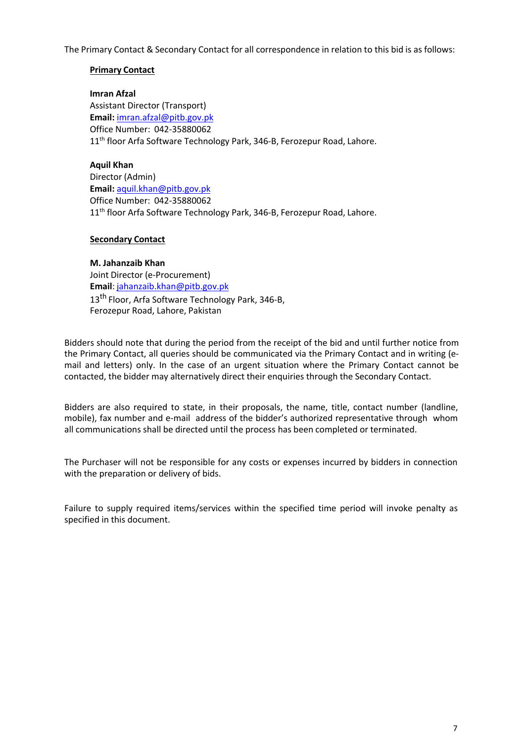The Primary Contact & Secondary Contact for all correspondence in relation to this bid is as follows:

**Primary Contact**

**Imran Afzal**
Assistant Director (Transport)
**Email:** imran.afzal@pitb.gov.pk
Office Number: 042-35880062
11th floor Arfa Software Technology Park, 346-B, Ferozepur Road, Lahore.

**Aquil Khan**
Director (Admin)
**Email:** aquil.khan@pitb.gov.pk
Office Number: 042-35880062
11th floor Arfa Software Technology Park, 346-B, Ferozepur Road, Lahore.

**Secondary Contact**

**M. Jahanzaib Khan**
Joint Director (e-Procurement)
**Email**: jahanzaib.khan@pitb.gov.pk
13th Floor, Arfa Software Technology Park, 346-B,
Ferozepur Road, Lahore, Pakistan

Bidders should note that during the period from the receipt of the bid and until further notice from the Primary Contact, all queries should be communicated via the Primary Contact and in writing (e-mail and letters) only. In the case of an urgent situation where the Primary Contact cannot be contacted, the bidder may alternatively direct their enquiries through the Secondary Contact.

Bidders are also required to state, in their proposals, the name, title, contact number (landline, mobile), fax number and e-mail address of the bidder's authorized representative through whom all communications shall be directed until the process has been completed or terminated.

The Purchaser will not be responsible for any costs or expenses incurred by bidders in connection with the preparation or delivery of bids.

Failure to supply required items/services within the specified time period will invoke penalty as specified in this document.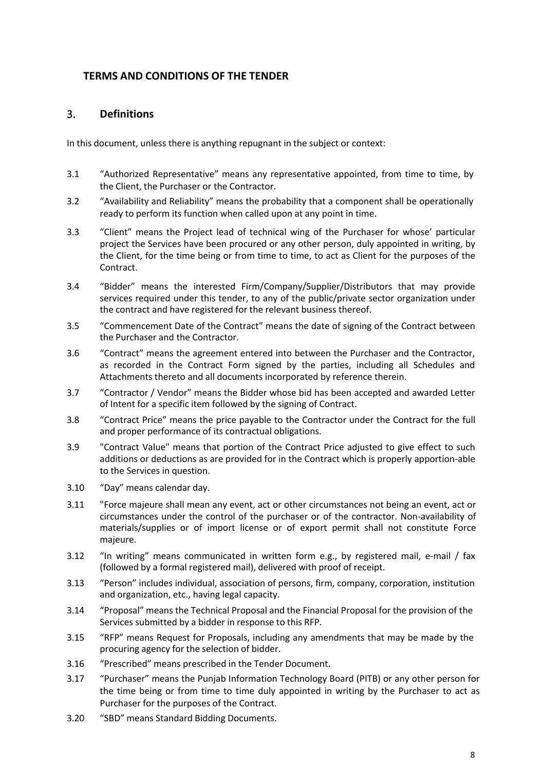## TERMS AND CONDITIONS OF THE TENDER

### 3. Definitions

In this document, unless there is anything repugnant in the subject or context:

3.1 "Authorized Representative" means any representative appointed, from time to time, by the Client, the Purchaser or the Contractor.

3.2 "Availability and Reliability" means the probability that a component shall be operationally ready to perform its function when called upon at any point in time.

3.3 "Client" means the Project lead of technical wing of the Purchaser for whose' particular project the Services have been procured or any other person, duly appointed in writing, by the Client, for the time being or from time to time, to act as Client for the purposes of the Contract.

3.4 "Bidder" means the interested Firm/Company/Supplier/Distributors that may provide services required under this tender, to any of the public/private sector organization under the contract and have registered for the relevant business thereof.

3.5 "Commencement Date of the Contract" means the date of signing of the Contract between the Purchaser and the Contractor.

3.6 "Contract" means the agreement entered into between the Purchaser and the Contractor, as recorded in the Contract Form signed by the parties, including all Schedules and Attachments thereto and all documents incorporated by reference therein.

3.7 "Contractor / Vendor" means the Bidder whose bid has been accepted and awarded Letter of Intent for a specific item followed by the signing of Contract.

3.8 "Contract Price" means the price payable to the Contractor under the Contract for the full and proper performance of its contractual obligations.

3.9 "Contract Value" means that portion of the Contract Price adjusted to give effect to such additions or deductions as are provided for in the Contract which is properly apportion-able to the Services in question.

3.10 "Day" means calendar day.

3.11 "Force majeure shall mean any event, act or other circumstances not being an event, act or circumstances under the control of the purchaser or of the contractor. Non-availability of materials/supplies or of import license or of export permit shall not constitute Force majeure.

3.12 "In writing" means communicated in written form e.g., by registered mail, e-mail / fax (followed by a formal registered mail), delivered with proof of receipt.

3.13 "Person" includes individual, association of persons, firm, company, corporation, institution and organization, etc., having legal capacity.

3.14 "Proposal" means the Technical Proposal and the Financial Proposal for the provision of the Services submitted by a bidder in response to this RFP.

3.15 "RFP" means Request for Proposals, including any amendments that may be made by the procuring agency for the selection of bidder.

3.16 "Prescribed" means prescribed in the Tender Document.

3.17 "Purchaser" means the Punjab Information Technology Board (PITB) or any other person for the time being or from time to time duly appointed in writing by the Purchaser to act as Purchaser for the purposes of the Contract.

3.20 "SBD" means Standard Bidding Documents.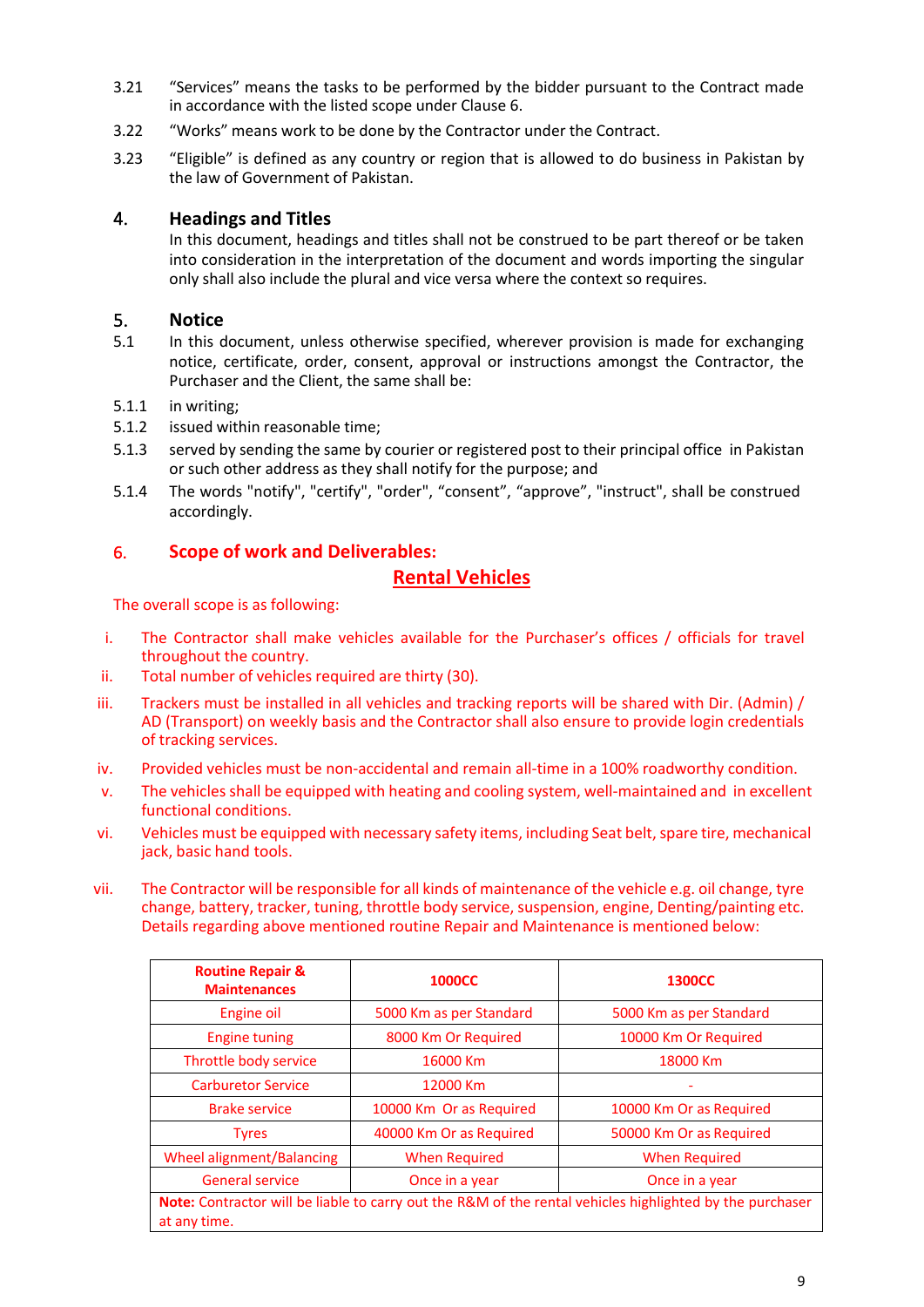3.21 "Services" means the tasks to be performed by the bidder pursuant to the Contract made in accordance with the listed scope under Clause 6.

3.22 "Works" means work to be done by the Contractor under the Contract.

3.23 "Eligible" is defined as any country or region that is allowed to do business in Pakistan by the law of Government of Pakistan.

## 4. Headings and Titles

In this document, headings and titles shall not be construed to be part thereof or be taken into consideration in the interpretation of the document and words importing the singular only shall also include the plural and vice versa where the context so requires.

## 5. Notice

5.1 In this document, unless otherwise specified, wherever provision is made for exchanging notice, certificate, order, consent, approval or instructions amongst the Contractor, the Purchaser and the Client, the same shall be:

5.1.1 in writing;

5.1.2 issued within reasonable time;

5.1.3 served by sending the same by courier or registered post to their principal office in Pakistan or such other address as they shall notify for the purpose; and

5.1.4 The words "notify", "certify", "order", "consent", "approve", "instruct", shall be construed accordingly.

## 6. Scope of work and Deliverables:

### Rental Vehicles

The overall scope is as following:

i. The Contractor shall make vehicles available for the Purchaser's offices / officials for travel throughout the country.

ii. Total number of vehicles required are thirty (30).

iii. Trackers must be installed in all vehicles and tracking reports will be shared with Dir. (Admin) / AD (Transport) on weekly basis and the Contractor shall also ensure to provide login credentials of tracking services.

iv. Provided vehicles must be non-accidental and remain all-time in a 100% roadworthy condition.

v. The vehicles shall be equipped with heating and cooling system, well-maintained and in excellent functional conditions.

vi. Vehicles must be equipped with necessary safety items, including Seat belt, spare tire, mechanical jack, basic hand tools.

vii. The Contractor will be responsible for all kinds of maintenance of the vehicle e.g. oil change, tyre change, battery, tracker, tuning, throttle body service, suspension, engine, Denting/painting etc. Details regarding above mentioned routine Repair and Maintenance is mentioned below:

| Routine Repair & Maintenances | 1000CC | 1300CC |
|---|---|---|
| Engine oil | 5000 Km as per Standard | 5000 Km as per Standard |
| Engine tuning | 8000 Km Or Required | 10000 Km Or Required |
| Throttle body service | 16000 Km | 18000 Km |
| Carburetor Service | 12000 Km | - |
| Brake service | 10000 Km Or as Required | 10000 Km Or as Required |
| Tyres | 40000 Km Or as Required | 50000 Km Or as Required |
| Wheel alignment/Balancing | When Required | When Required |
| General service | Once in a year | Once in a year |
| **Note:** Contractor will be liable to carry out the R&M of the rental vehicles highlighted by the purchaser at any time. | | |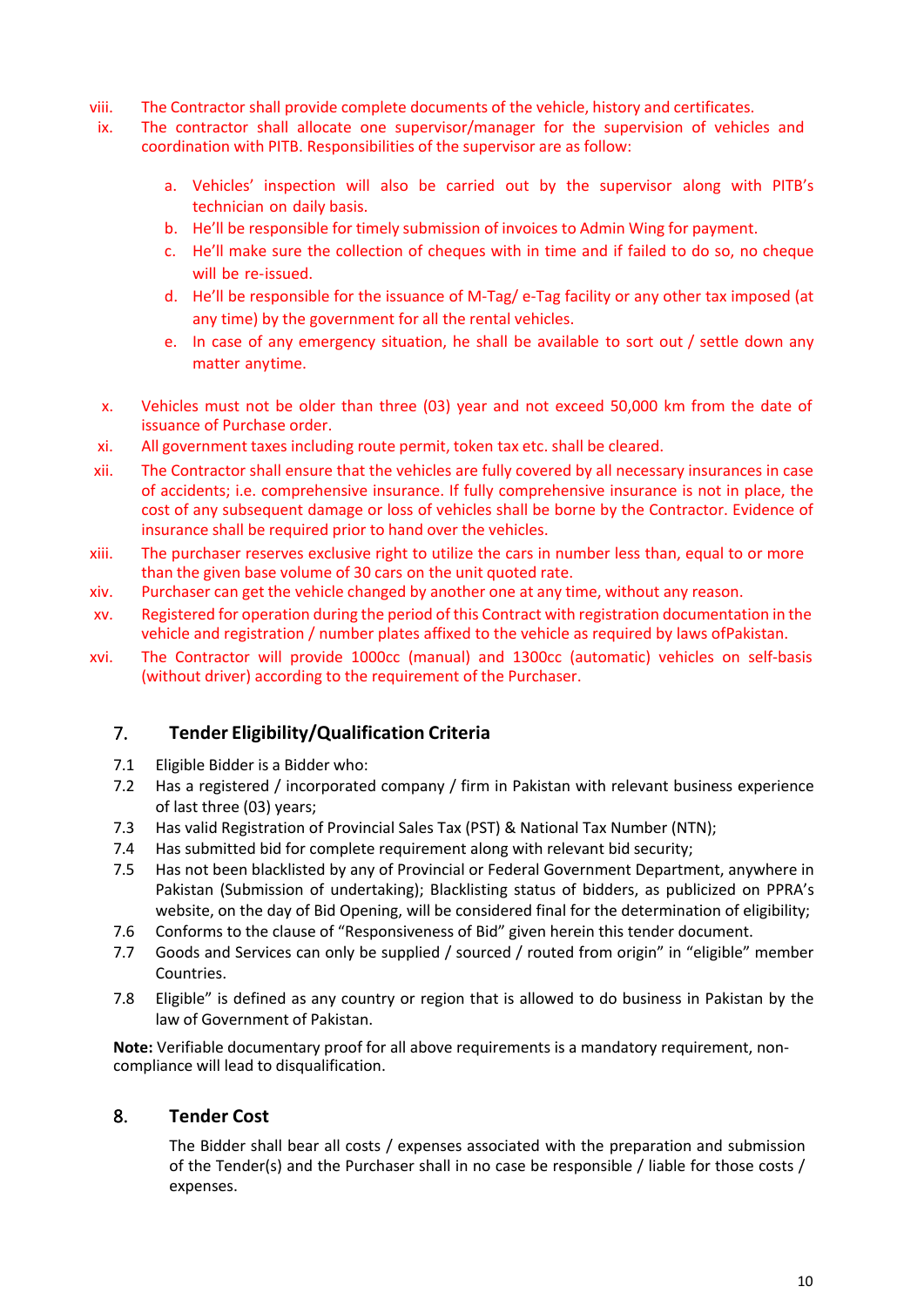viii. The Contractor shall provide complete documents of the vehicle, history and certificates.

ix. The contractor shall allocate one supervisor/manager for the supervision of vehicles and coordination with PITB. Responsibilities of the supervisor are as follow:

   a. Vehicles' inspection will also be carried out by the supervisor along with PITB's technician on daily basis.
   b. He'll be responsible for timely submission of invoices to Admin Wing for payment.
   c. He'll make sure the collection of cheques with in time and if failed to do so, no cheque will be re-issued.
   d. He'll be responsible for the issuance of M-Tag/ e-Tag facility or any other tax imposed (at any time) by the government for all the rental vehicles.
   e. In case of any emergency situation, he shall be available to sort out / settle down any matter anytime.

x. Vehicles must not be older than three (03) year and not exceed 50,000 km from the date of issuance of Purchase order.

xi. All government taxes including route permit, token tax etc. shall be cleared.

xii. The Contractor shall ensure that the vehicles are fully covered by all necessary insurances in case of accidents; i.e. comprehensive insurance. If fully comprehensive insurance is not in place, the cost of any subsequent damage or loss of vehicles shall be borne by the Contractor. Evidence of insurance shall be required prior to hand over the vehicles.

xiii. The purchaser reserves exclusive right to utilize the cars in number less than, equal to or more than the given base volume of 30 cars on the unit quoted rate.

xiv. Purchaser can get the vehicle changed by another one at any time, without any reason.

xv. Registered for operation during the period of this Contract with registration documentation in the vehicle and registration / number plates affixed to the vehicle as required by laws ofPakistan.

xvi. The Contractor will provide 1000cc (manual) and 1300cc (automatic) vehicles on self-basis (without driver) according to the requirement of the Purchaser.

## 7. Tender Eligibility/Qualification Criteria

7.1 Eligible Bidder is a Bidder who:

7.2 Has a registered / incorporated company / firm in Pakistan with relevant business experience of last three (03) years;

7.3 Has valid Registration of Provincial Sales Tax (PST) & National Tax Number (NTN);

7.4 Has submitted bid for complete requirement along with relevant bid security;

7.5 Has not been blacklisted by any of Provincial or Federal Government Department, anywhere in Pakistan (Submission of undertaking); Blacklisting status of bidders, as publicized on PPRA's website, on the day of Bid Opening, will be considered final for the determination of eligibility;

7.6 Conforms to the clause of "Responsiveness of Bid" given herein this tender document.

7.7 Goods and Services can only be supplied / sourced / routed from origin" in "eligible" member Countries.

7.8 Eligible" is defined as any country or region that is allowed to do business in Pakistan by the law of Government of Pakistan.

**Note:** Verifiable documentary proof for all above requirements is a mandatory requirement, non-compliance will lead to disqualification.

## 8. Tender Cost

The Bidder shall bear all costs / expenses associated with the preparation and submission of the Tender(s) and the Purchaser shall in no case be responsible / liable for those costs / expenses.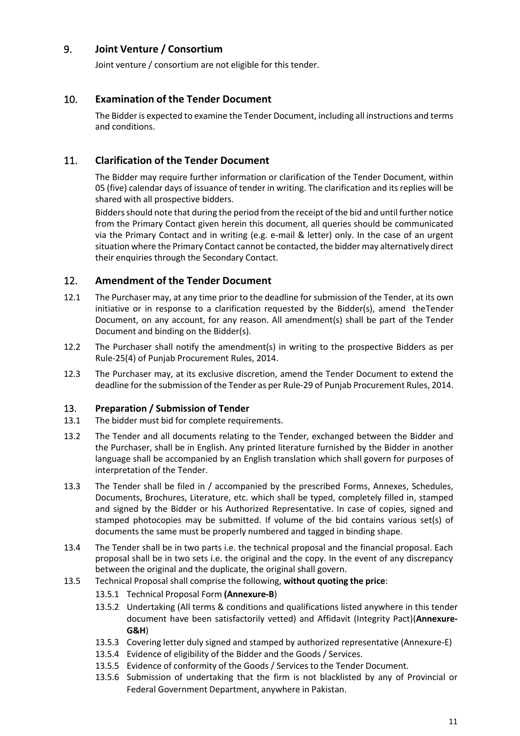## 9. Joint Venture / Consortium

Joint venture / consortium are not eligible for this tender.

## 10. Examination of the Tender Document

The Bidder is expected to examine the Tender Document, including all instructions and terms and conditions.

## 11. Clarification of the Tender Document

The Bidder may require further information or clarification of the Tender Document, within 05 (five) calendar days of issuance of tender in writing. The clarification and its replies will be shared with all prospective bidders.

Bidders should note that during the period from the receipt of the bid and until further notice from the Primary Contact given herein this document, all queries should be communicated via the Primary Contact and in writing (e.g. e-mail & letter) only. In the case of an urgent situation where the Primary Contact cannot be contacted, the bidder may alternatively direct their enquiries through the Secondary Contact.

## 12. Amendment of the Tender Document

12.1 The Purchaser may, at any time prior to the deadline for submission of the Tender, at its own initiative or in response to a clarification requested by the Bidder(s), amend theTender Document, on any account, for any reason. All amendment(s) shall be part of the Tender Document and binding on the Bidder(s).

12.2 The Purchaser shall notify the amendment(s) in writing to the prospective Bidders as per Rule-25(4) of Punjab Procurement Rules, 2014.

12.3 The Purchaser may, at its exclusive discretion, amend the Tender Document to extend the deadline for the submission of the Tender as per Rule-29 of Punjab Procurement Rules, 2014.

## 13. Preparation / Submission of Tender

13.1 The bidder must bid for complete requirements.

13.2 The Tender and all documents relating to the Tender, exchanged between the Bidder and the Purchaser, shall be in English. Any printed literature furnished by the Bidder in another language shall be accompanied by an English translation which shall govern for purposes of interpretation of the Tender.

13.3 The Tender shall be filed in / accompanied by the prescribed Forms, Annexes, Schedules, Documents, Brochures, Literature, etc. which shall be typed, completely filled in, stamped and signed by the Bidder or his Authorized Representative. In case of copies, signed and stamped photocopies may be submitted. If volume of the bid contains various set(s) of documents the same must be properly numbered and tagged in binding shape.

13.4 The Tender shall be in two parts i.e. the technical proposal and the financial proposal. Each proposal shall be in two sets i.e. the original and the copy. In the event of any discrepancy between the original and the duplicate, the original shall govern.

13.5 Technical Proposal shall comprise the following, **without quoting the price**:

- 13.5.1 Technical Proposal Form **(Annexure-B**)
- 13.5.2 Undertaking (All terms & conditions and qualifications listed anywhere in this tender document have been satisfactorily vetted) and Affidavit (Integrity Pact)(**Annexure-G&H**)
- 13.5.3 Covering letter duly signed and stamped by authorized representative (Annexure-E)
- 13.5.4 Evidence of eligibility of the Bidder and the Goods / Services.
- 13.5.5 Evidence of conformity of the Goods / Services to the Tender Document.
- 13.5.6 Submission of undertaking that the firm is not blacklisted by any of Provincial or Federal Government Department, anywhere in Pakistan.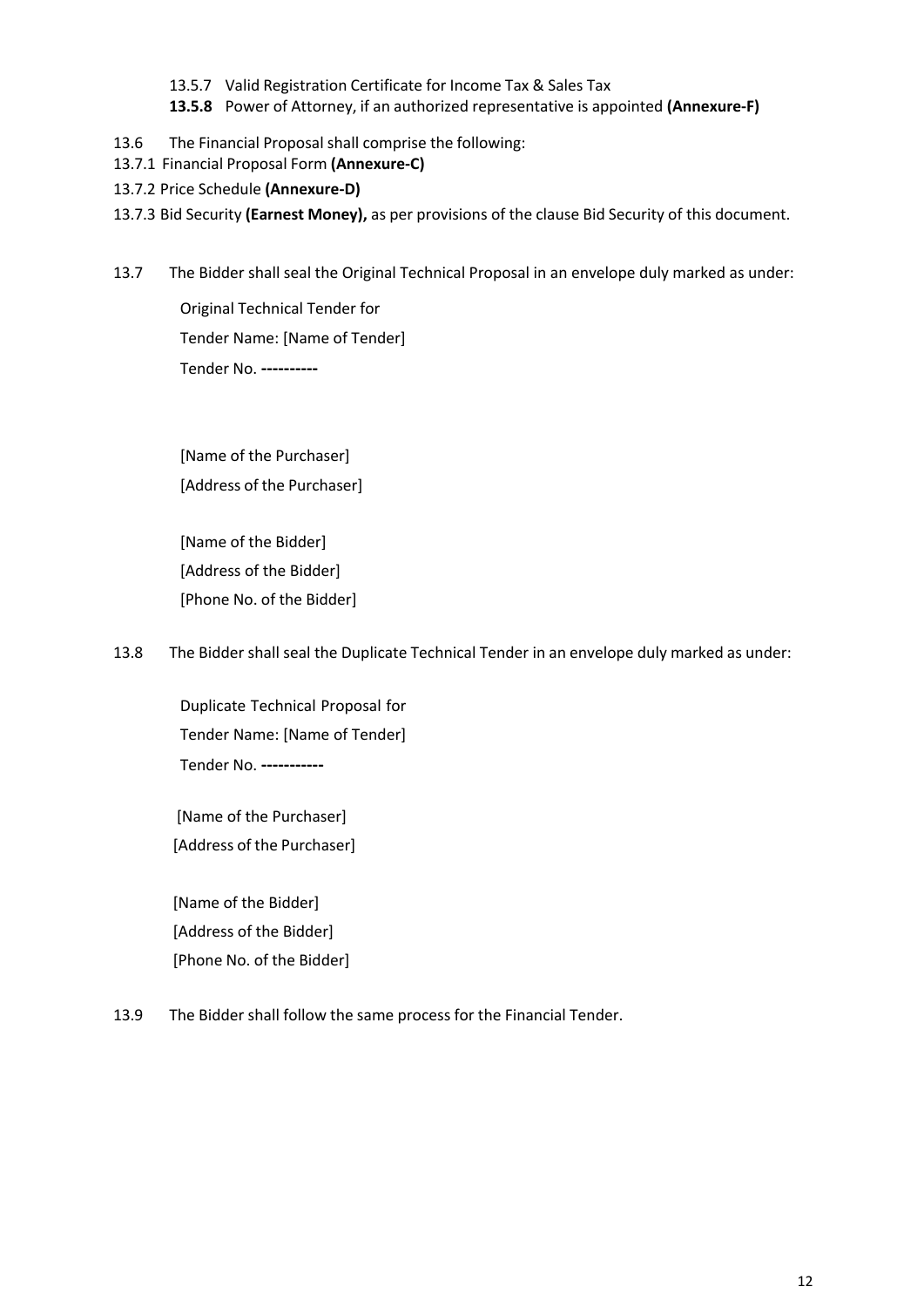13.5.7 Valid Registration Certificate for Income Tax & Sales Tax

**13.5.8** Power of Attorney, if an authorized representative is appointed **(Annexure-F)**

13.6 The Financial Proposal shall comprise the following:

13.7.1 Financial Proposal Form **(Annexure-C)**

13.7.2 Price Schedule **(Annexure-D)**

13.7.3 Bid Security **(Earnest Money),** as per provisions of the clause Bid Security of this document.

13.7 The Bidder shall seal the Original Technical Proposal in an envelope duly marked as under:

Original Technical Tender for
Tender Name: [Name of Tender]
Tender No. **----------**

[Name of the Purchaser]
[Address of the Purchaser]

[Name of the Bidder]
[Address of the Bidder]
[Phone No. of the Bidder]

13.8 The Bidder shall seal the Duplicate Technical Tender in an envelope duly marked as under:

Duplicate Technical Proposal for
Tender Name: [Name of Tender]
Tender No. **-----------**

[Name of the Purchaser]
[Address of the Purchaser]

[Name of the Bidder]
[Address of the Bidder]
[Phone No. of the Bidder]

13.9 The Bidder shall follow the same process for the Financial Tender.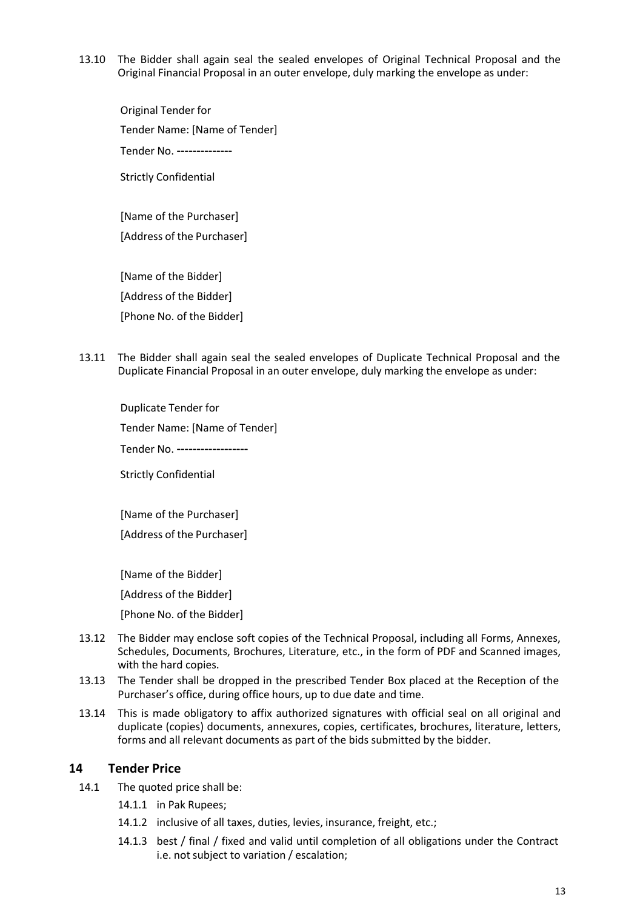13.10 The Bidder shall again seal the sealed envelopes of Original Technical Proposal and the Original Financial Proposal in an outer envelope, duly marking the envelope as under:

> Original Tender for
>
> Tender Name: [Name of Tender]
>
> Tender No. **--------------**
>
> Strictly Confidential
>
> [Name of the Purchaser]
>
> [Address of the Purchaser]
>
> [Name of the Bidder]
>
> [Address of the Bidder]
>
> [Phone No. of the Bidder]

13.11 The Bidder shall again seal the sealed envelopes of Duplicate Technical Proposal and the Duplicate Financial Proposal in an outer envelope, duly marking the envelope as under:

> Duplicate Tender for
>
> Tender Name: [Name of Tender]
>
> Tender No. **------------------**
>
> Strictly Confidential
>
> [Name of the Purchaser]
>
> [Address of the Purchaser]
>
> [Name of the Bidder]
>
> [Address of the Bidder]
>
> [Phone No. of the Bidder]

13.12 The Bidder may enclose soft copies of the Technical Proposal, including all Forms, Annexes, Schedules, Documents, Brochures, Literature, etc., in the form of PDF and Scanned images, with the hard copies.

13.13 The Tender shall be dropped in the prescribed Tender Box placed at the Reception of the Purchaser's office, during office hours, up to due date and time.

13.14 This is made obligatory to affix authorized signatures with official seal on all original and duplicate (copies) documents, annexures, copies, certificates, brochures, literature, letters, forms and all relevant documents as part of the bids submitted by the bidder.

## 14 Tender Price

14.1 The quoted price shall be:

- 14.1.1 in Pak Rupees;
- 14.1.2 inclusive of all taxes, duties, levies, insurance, freight, etc.;
- 14.1.3 best / final / fixed and valid until completion of all obligations under the Contract i.e. not subject to variation / escalation;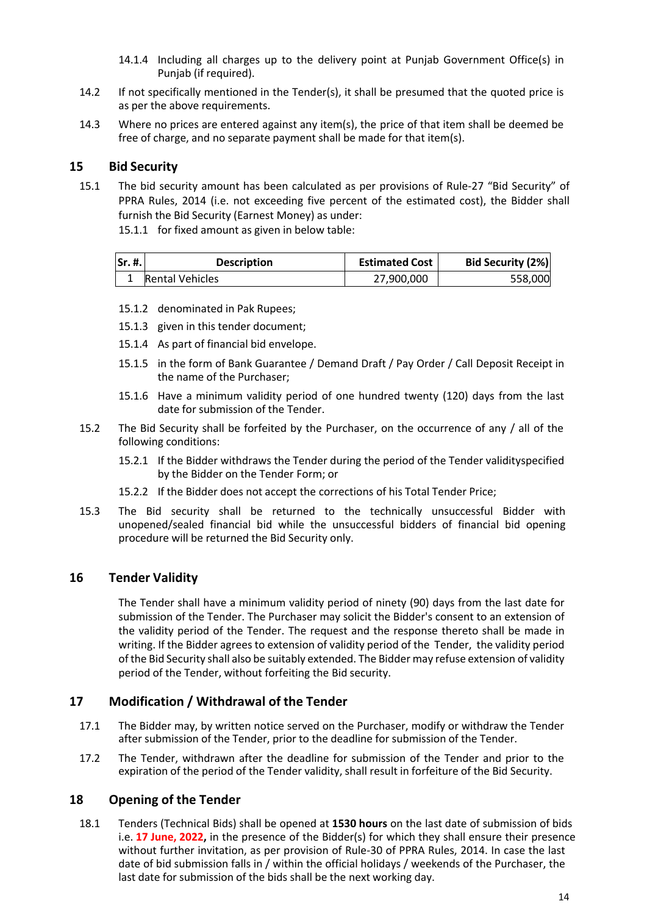14.1.4 Including all charges up to the delivery point at Punjab Government Office(s) in Punjab (if required).

14.2 If not specifically mentioned in the Tender(s), it shall be presumed that the quoted price is as per the above requirements.

14.3 Where no prices are entered against any item(s), the price of that item shall be deemed be free of charge, and no separate payment shall be made for that item(s).

## 15 Bid Security

15.1 The bid security amount has been calculated as per provisions of Rule-27 “Bid Security” of PPRA Rules, 2014 (i.e. not exceeding five percent of the estimated cost), the Bidder shall furnish the Bid Security (Earnest Money) as under:

15.1.1 for fixed amount as given in below table:

| Sr. #. | Description | Estimated Cost | Bid Security (2%) |
|---|---|---|---|
| 1 | Rental Vehicles | 27,900,000 | 558,000 |

15.1.2 denominated in Pak Rupees;

15.1.3 given in this tender document;

15.1.4 As part of financial bid envelope.

15.1.5 in the form of Bank Guarantee / Demand Draft / Pay Order / Call Deposit Receipt in the name of the Purchaser;

15.1.6 Have a minimum validity period of one hundred twenty (120) days from the last date for submission of the Tender.

15.2 The Bid Security shall be forfeited by the Purchaser, on the occurrence of any / all of the following conditions:

15.2.1 If the Bidder withdraws the Tender during the period of the Tender validityspecified by the Bidder on the Tender Form; or

15.2.2 If the Bidder does not accept the corrections of his Total Tender Price;

15.3 The Bid security shall be returned to the technically unsuccessful Bidder with unopened/sealed financial bid while the unsuccessful bidders of financial bid opening procedure will be returned the Bid Security only.

## 16 Tender Validity

The Tender shall have a minimum validity period of ninety (90) days from the last date for submission of the Tender. The Purchaser may solicit the Bidder's consent to an extension of the validity period of the Tender. The request and the response thereto shall be made in writing. If the Bidder agrees to extension of validity period of the Tender, the validity period of the Bid Security shall also be suitably extended. The Bidder may refuse extension of validity period of the Tender, without forfeiting the Bid security.

## 17 Modification / Withdrawal of the Tender

17.1 The Bidder may, by written notice served on the Purchaser, modify or withdraw the Tender after submission of the Tender, prior to the deadline for submission of the Tender.

17.2 The Tender, withdrawn after the deadline for submission of the Tender and prior to the expiration of the period of the Tender validity, shall result in forfeiture of the Bid Security.

## 18 Opening of the Tender

18.1 Tenders (Technical Bids) shall be opened at **1530 hours** on the last date of submission of bids i.e. **17 June, 2022,** in the presence of the Bidder(s) for which they shall ensure their presence without further invitation, as per provision of Rule-30 of PPRA Rules, 2014. In case the last date of bid submission falls in / within the official holidays / weekends of the Purchaser, the last date for submission of the bids shall be the next working day.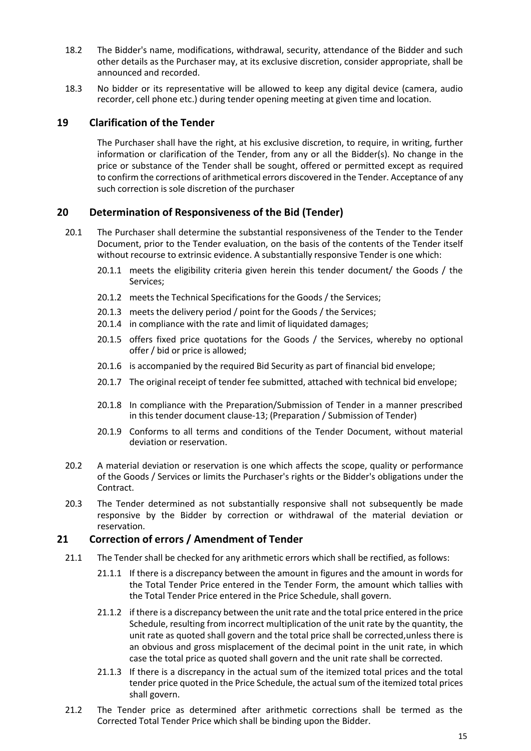18.2 The Bidder's name, modifications, withdrawal, security, attendance of the Bidder and such other details as the Purchaser may, at its exclusive discretion, consider appropriate, shall be announced and recorded.

18.3 No bidder or its representative will be allowed to keep any digital device (camera, audio recorder, cell phone etc.) during tender opening meeting at given time and location.

## 19 Clarification of the Tender

The Purchaser shall have the right, at his exclusive discretion, to require, in writing, further information or clarification of the Tender, from any or all the Bidder(s). No change in the price or substance of the Tender shall be sought, offered or permitted except as required to confirm the corrections of arithmetical errors discovered in the Tender. Acceptance of any such correction is sole discretion of the purchaser

## 20 Determination of Responsiveness of the Bid (Tender)

20.1 The Purchaser shall determine the substantial responsiveness of the Tender to the Tender Document, prior to the Tender evaluation, on the basis of the contents of the Tender itself without recourse to extrinsic evidence. A substantially responsive Tender is one which:

- 20.1.1 meets the eligibility criteria given herein this tender document/ the Goods / the Services;
- 20.1.2 meets the Technical Specifications for the Goods / the Services;
- 20.1.3 meets the delivery period / point for the Goods / the Services;
- 20.1.4 in compliance with the rate and limit of liquidated damages;
- 20.1.5 offers fixed price quotations for the Goods / the Services, whereby no optional offer / bid or price is allowed;
- 20.1.6 is accompanied by the required Bid Security as part of financial bid envelope;
- 20.1.7 The original receipt of tender fee submitted, attached with technical bid envelope;
- 20.1.8 In compliance with the Preparation/Submission of Tender in a manner prescribed in this tender document clause-13; (Preparation / Submission of Tender)
- 20.1.9 Conforms to all terms and conditions of the Tender Document, without material deviation or reservation.

20.2 A material deviation or reservation is one which affects the scope, quality or performance of the Goods / Services or limits the Purchaser's rights or the Bidder's obligations under the Contract.

20.3 The Tender determined as not substantially responsive shall not subsequently be made responsive by the Bidder by correction or withdrawal of the material deviation or reservation.

## 21 Correction of errors / Amendment of Tender

21.1 The Tender shall be checked for any arithmetic errors which shall be rectified, as follows:

- 21.1.1 If there is a discrepancy between the amount in figures and the amount in words for the Total Tender Price entered in the Tender Form, the amount which tallies with the Total Tender Price entered in the Price Schedule, shall govern.
- 21.1.2 if there is a discrepancy between the unit rate and the total price entered in the price Schedule, resulting from incorrect multiplication of the unit rate by the quantity, the unit rate as quoted shall govern and the total price shall be corrected,unless there is an obvious and gross misplacement of the decimal point in the unit rate, in which case the total price as quoted shall govern and the unit rate shall be corrected.
- 21.1.3 If there is a discrepancy in the actual sum of the itemized total prices and the total tender price quoted in the Price Schedule, the actual sum of the itemized total prices shall govern.

21.2 The Tender price as determined after arithmetic corrections shall be termed as the Corrected Total Tender Price which shall be binding upon the Bidder.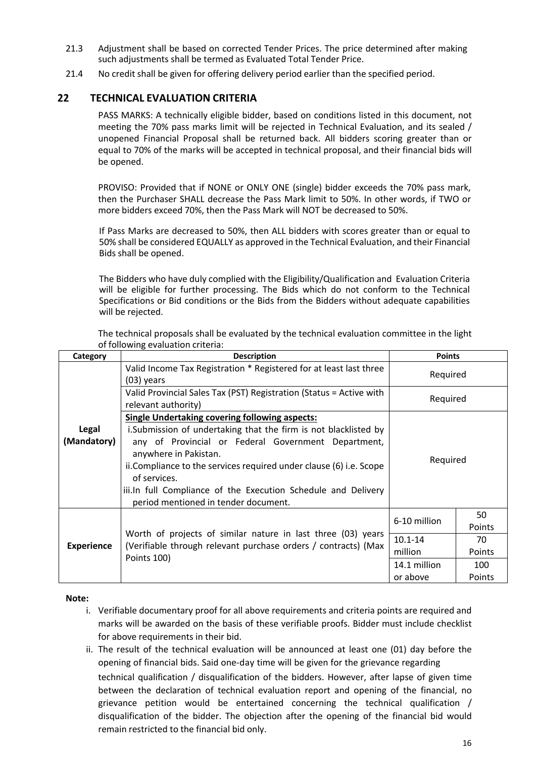21.3 Adjustment shall be based on corrected Tender Prices. The price determined after making such adjustments shall be termed as Evaluated Total Tender Price.

21.4 No credit shall be given for offering delivery period earlier than the specified period.

## 22 TECHNICAL EVALUATION CRITERIA

PASS MARKS: A technically eligible bidder, based on conditions listed in this document, not meeting the 70% pass marks limit will be rejected in Technical Evaluation, and its sealed / unopened Financial Proposal shall be returned back. All bidders scoring greater than or equal to 70% of the marks will be accepted in technical proposal, and their financial bids will be opened.

PROVISO: Provided that if NONE or ONLY ONE (single) bidder exceeds the 70% pass mark, then the Purchaser SHALL decrease the Pass Mark limit to 50%. In other words, if TWO or more bidders exceed 70%, then the Pass Mark will NOT be decreased to 50%.

If Pass Marks are decreased to 50%, then ALL bidders with scores greater than or equal to 50% shall be considered EQUALLY as approved in the Technical Evaluation, and their Financial Bids shall be opened.

The Bidders who have duly complied with the Eligibility/Qualification and Evaluation Criteria will be eligible for further processing. The Bids which do not conform to the Technical Specifications or Bid conditions or the Bids from the Bidders without adequate capabilities will be rejected.

The technical proposals shall be evaluated by the technical evaluation committee in the light of following evaluation criteria:

| Category | Description | Points | |
|---|---|---|---|
| **Legal (Mandatory)** | Valid Income Tax Registration * Registered for at least last three (03) years | Required | |
| | Valid Provincial Sales Tax (PST) Registration (Status = Active with relevant authority) | Required | |
| | **Single Undertaking covering following aspects:** i. Submission of undertaking that the firm is not blacklisted by any of Provincial or Federal Government Department, anywhere in Pakistan. ii. Compliance to the services required under clause (6) i.e. Scope of services. iii. In full Compliance of the Execution Schedule and Delivery period mentioned in tender document. | Required | |
| **Experience** | Worth of projects of similar nature in last three (03) years (Verifiable through relevant purchase orders / contracts) (Max Points 100) | 6-10 million | 50 Points |
| | | 10.1-14 million | 70 Points |
| | | 14.1 million or above | 100 Points |

**Note:**

i. Verifiable documentary proof for all above requirements and criteria points are required and marks will be awarded on the basis of these verifiable proofs. Bidder must include checklist for above requirements in their bid.

ii. The result of the technical evaluation will be announced at least one (01) day before the opening of financial bids. Said one-day time will be given for the grievance regarding technical qualification / disqualification of the bidders. However, after lapse of given time between the declaration of technical evaluation report and opening of the financial, no grievance petition would be entertained concerning the technical qualification / disqualification of the bidder. The objection after the opening of the financial bid would remain restricted to the financial bid only.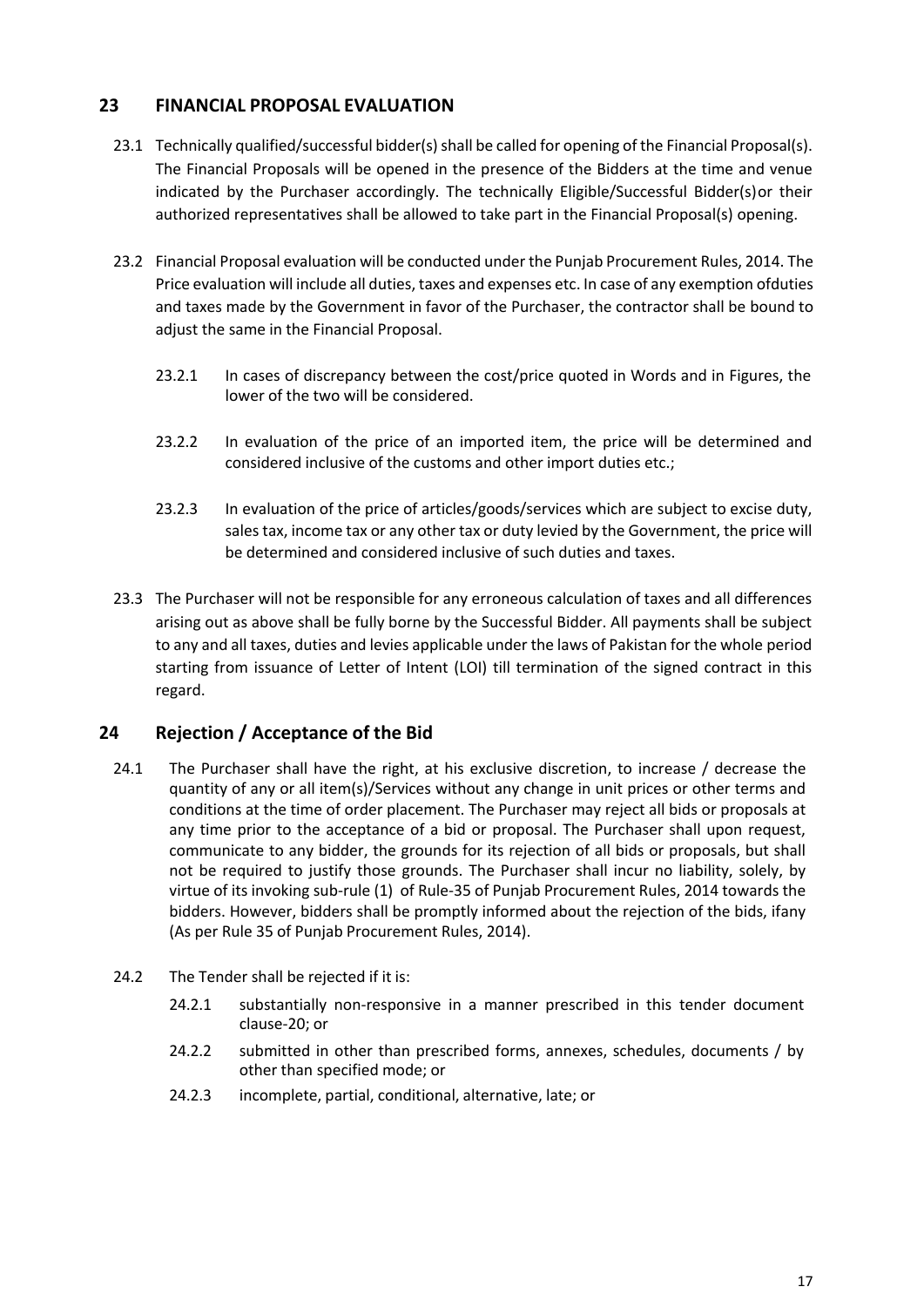## 23 FINANCIAL PROPOSAL EVALUATION

23.1 Technically qualified/successful bidder(s) shall be called for opening of the Financial Proposal(s). The Financial Proposals will be opened in the presence of the Bidders at the time and venue indicated by the Purchaser accordingly. The technically Eligible/Successful Bidder(s)or their authorized representatives shall be allowed to take part in the Financial Proposal(s) opening.

23.2 Financial Proposal evaluation will be conducted under the Punjab Procurement Rules, 2014. The Price evaluation will include all duties, taxes and expenses etc. In case of any exemption ofduties and taxes made by the Government in favor of the Purchaser, the contractor shall be bound to adjust the same in the Financial Proposal.

23.2.1 In cases of discrepancy between the cost/price quoted in Words and in Figures, the lower of the two will be considered.

23.2.2 In evaluation of the price of an imported item, the price will be determined and considered inclusive of the customs and other import duties etc.;

23.2.3 In evaluation of the price of articles/goods/services which are subject to excise duty, sales tax, income tax or any other tax or duty levied by the Government, the price will be determined and considered inclusive of such duties and taxes.

23.3 The Purchaser will not be responsible for any erroneous calculation of taxes and all differences arising out as above shall be fully borne by the Successful Bidder. All payments shall be subject to any and all taxes, duties and levies applicable under the laws of Pakistan for the whole period starting from issuance of Letter of Intent (LOI) till termination of the signed contract in this regard.

## 24 Rejection / Acceptance of the Bid

24.1 The Purchaser shall have the right, at his exclusive discretion, to increase / decrease the quantity of any or all item(s)/Services without any change in unit prices or other terms and conditions at the time of order placement. The Purchaser may reject all bids or proposals at any time prior to the acceptance of a bid or proposal. The Purchaser shall upon request, communicate to any bidder, the grounds for its rejection of all bids or proposals, but shall not be required to justify those grounds. The Purchaser shall incur no liability, solely, by virtue of its invoking sub-rule (1) of Rule-35 of Punjab Procurement Rules, 2014 towards the bidders. However, bidders shall be promptly informed about the rejection of the bids, ifany (As per Rule 35 of Punjab Procurement Rules, 2014).

24.2 The Tender shall be rejected if it is:

24.2.1 substantially non-responsive in a manner prescribed in this tender document clause-20; or

24.2.2 submitted in other than prescribed forms, annexes, schedules, documents / by other than specified mode; or

24.2.3 incomplete, partial, conditional, alternative, late; or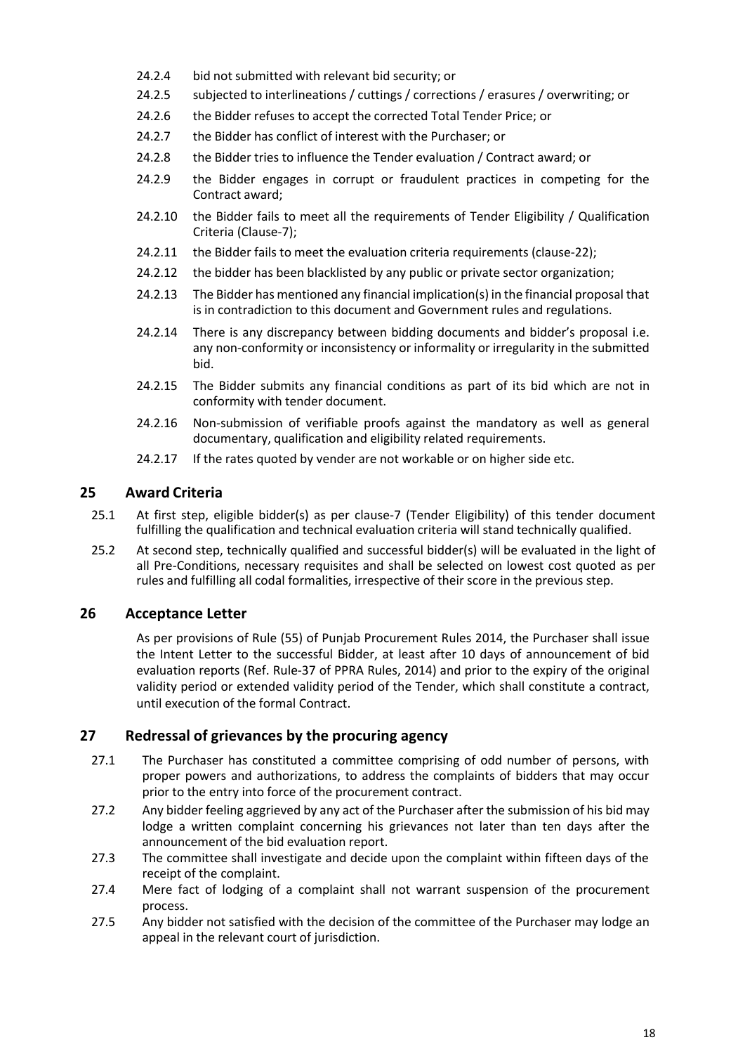24.2.4 bid not submitted with relevant bid security; or

24.2.5 subjected to interlineations / cuttings / corrections / erasures / overwriting; or

24.2.6 the Bidder refuses to accept the corrected Total Tender Price; or

24.2.7 the Bidder has conflict of interest with the Purchaser; or

24.2.8 the Bidder tries to influence the Tender evaluation / Contract award; or

24.2.9 the Bidder engages in corrupt or fraudulent practices in competing for the Contract award;

24.2.10 the Bidder fails to meet all the requirements of Tender Eligibility / Qualification Criteria (Clause-7);

24.2.11 the Bidder fails to meet the evaluation criteria requirements (clause-22);

24.2.12 the bidder has been blacklisted by any public or private sector organization;

24.2.13 The Bidder has mentioned any financial implication(s) in the financial proposal that is in contradiction to this document and Government rules and regulations.

24.2.14 There is any discrepancy between bidding documents and bidder's proposal i.e. any non-conformity or inconsistency or informality or irregularity in the submitted bid.

24.2.15 The Bidder submits any financial conditions as part of its bid which are not in conformity with tender document.

24.2.16 Non-submission of verifiable proofs against the mandatory as well as general documentary, qualification and eligibility related requirements.

24.2.17 If the rates quoted by vender are not workable or on higher side etc.

## 25 Award Criteria

25.1 At first step, eligible bidder(s) as per clause-7 (Tender Eligibility) of this tender document fulfilling the qualification and technical evaluation criteria will stand technically qualified.

25.2 At second step, technically qualified and successful bidder(s) will be evaluated in the light of all Pre-Conditions, necessary requisites and shall be selected on lowest cost quoted as per rules and fulfilling all codal formalities, irrespective of their score in the previous step.

## 26 Acceptance Letter

As per provisions of Rule (55) of Punjab Procurement Rules 2014, the Purchaser shall issue the Intent Letter to the successful Bidder, at least after 10 days of announcement of bid evaluation reports (Ref. Rule-37 of PPRA Rules, 2014) and prior to the expiry of the original validity period or extended validity period of the Tender, which shall constitute a contract, until execution of the formal Contract.

## 27 Redressal of grievances by the procuring agency

27.1 The Purchaser has constituted a committee comprising of odd number of persons, with proper powers and authorizations, to address the complaints of bidders that may occur prior to the entry into force of the procurement contract.

27.2 Any bidder feeling aggrieved by any act of the Purchaser after the submission of his bid may lodge a written complaint concerning his grievances not later than ten days after the announcement of the bid evaluation report.

27.3 The committee shall investigate and decide upon the complaint within fifteen days of the receipt of the complaint.

27.4 Mere fact of lodging of a complaint shall not warrant suspension of the procurement process.

27.5 Any bidder not satisfied with the decision of the committee of the Purchaser may lodge an appeal in the relevant court of jurisdiction.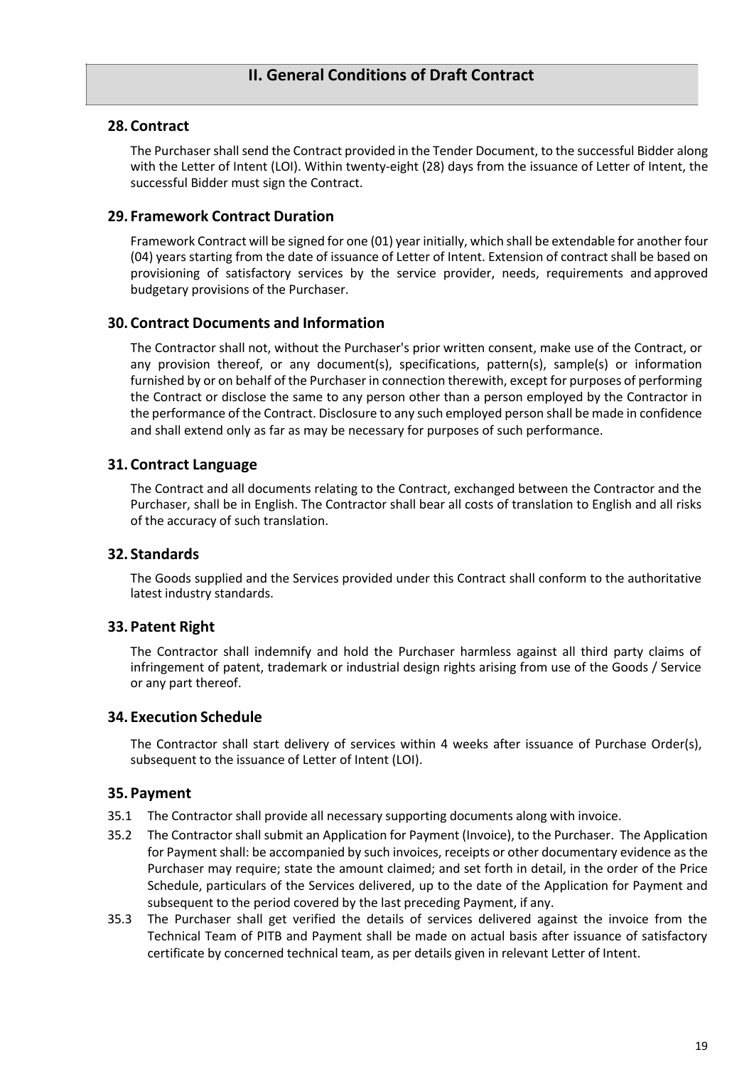# II. General Conditions of Draft Contract

## 28. Contract

The Purchaser shall send the Contract provided in the Tender Document, to the successful Bidder along with the Letter of Intent (LOI). Within twenty-eight (28) days from the issuance of Letter of Intent, the successful Bidder must sign the Contract.

## 29. Framework Contract Duration

Framework Contract will be signed for one (01) year initially, which shall be extendable for another four (04) years starting from the date of issuance of Letter of Intent. Extension of contract shall be based on provisioning of satisfactory services by the service provider, needs, requirements and approved budgetary provisions of the Purchaser.

## 30. Contract Documents and Information

The Contractor shall not, without the Purchaser's prior written consent, make use of the Contract, or any provision thereof, or any document(s), specifications, pattern(s), sample(s) or information furnished by or on behalf of the Purchaser in connection therewith, except for purposes of performing the Contract or disclose the same to any person other than a person employed by the Contractor in the performance of the Contract. Disclosure to any such employed person shall be made in confidence and shall extend only as far as may be necessary for purposes of such performance.

## 31. Contract Language

The Contract and all documents relating to the Contract, exchanged between the Contractor and the Purchaser, shall be in English. The Contractor shall bear all costs of translation to English and all risks of the accuracy of such translation.

## 32. Standards

The Goods supplied and the Services provided under this Contract shall conform to the authoritative latest industry standards.

## 33. Patent Right

The Contractor shall indemnify and hold the Purchaser harmless against all third party claims of infringement of patent, trademark or industrial design rights arising from use of the Goods / Service or any part thereof.

## 34. Execution Schedule

The Contractor shall start delivery of services within 4 weeks after issuance of Purchase Order(s), subsequent to the issuance of Letter of Intent (LOI).

## 35. Payment

35.1 The Contractor shall provide all necessary supporting documents along with invoice.

35.2 The Contractor shall submit an Application for Payment (Invoice), to the Purchaser. The Application for Payment shall: be accompanied by such invoices, receipts or other documentary evidence as the Purchaser may require; state the amount claimed; and set forth in detail, in the order of the Price Schedule, particulars of the Services delivered, up to the date of the Application for Payment and subsequent to the period covered by the last preceding Payment, if any.

35.3 The Purchaser shall get verified the details of services delivered against the invoice from the Technical Team of PITB and Payment shall be made on actual basis after issuance of satisfactory certificate by concerned technical team, as per details given in relevant Letter of Intent.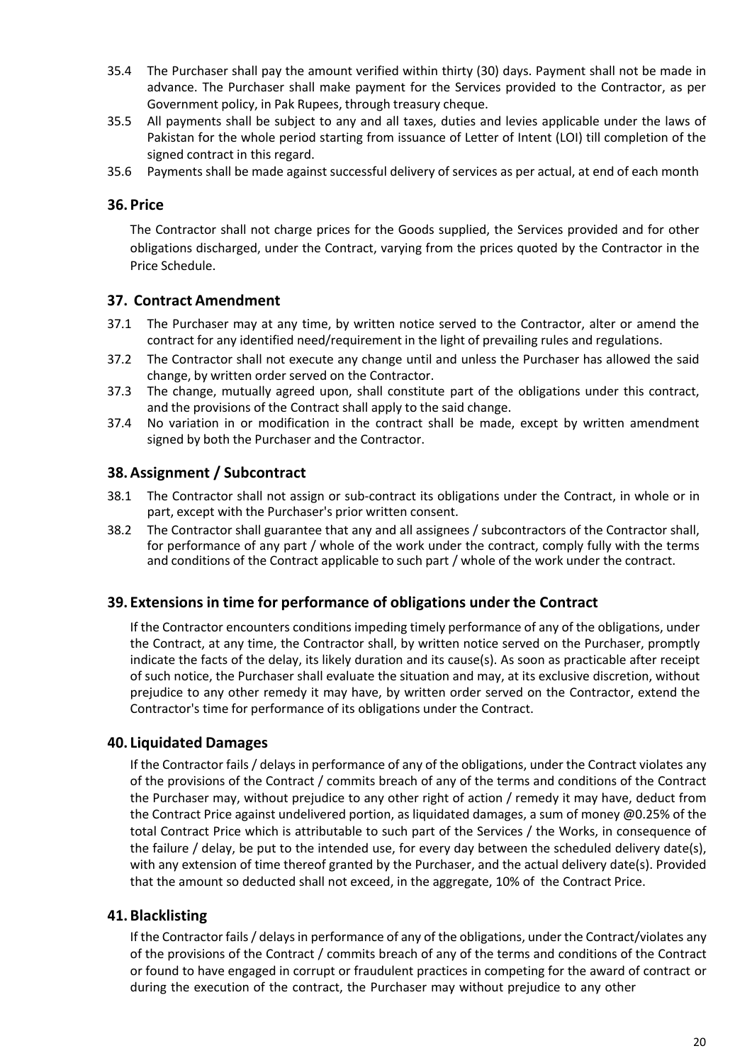35.4 The Purchaser shall pay the amount verified within thirty (30) days. Payment shall not be made in advance. The Purchaser shall make payment for the Services provided to the Contractor, as per Government policy, in Pak Rupees, through treasury cheque.

35.5 All payments shall be subject to any and all taxes, duties and levies applicable under the laws of Pakistan for the whole period starting from issuance of Letter of Intent (LOI) till completion of the signed contract in this regard.

35.6 Payments shall be made against successful delivery of services as per actual, at end of each month

## 36. Price

The Contractor shall not charge prices for the Goods supplied, the Services provided and for other obligations discharged, under the Contract, varying from the prices quoted by the Contractor in the Price Schedule.

## 37. Contract Amendment

37.1 The Purchaser may at any time, by written notice served to the Contractor, alter or amend the contract for any identified need/requirement in the light of prevailing rules and regulations.

37.2 The Contractor shall not execute any change until and unless the Purchaser has allowed the said change, by written order served on the Contractor.

37.3 The change, mutually agreed upon, shall constitute part of the obligations under this contract, and the provisions of the Contract shall apply to the said change.

37.4 No variation in or modification in the contract shall be made, except by written amendment signed by both the Purchaser and the Contractor.

## 38. Assignment / Subcontract

38.1 The Contractor shall not assign or sub-contract its obligations under the Contract, in whole or in part, except with the Purchaser's prior written consent.

38.2 The Contractor shall guarantee that any and all assignees / subcontractors of the Contractor shall, for performance of any part / whole of the work under the contract, comply fully with the terms and conditions of the Contract applicable to such part / whole of the work under the contract.

## 39. Extensions in time for performance of obligations under the Contract

If the Contractor encounters conditions impeding timely performance of any of the obligations, under the Contract, at any time, the Contractor shall, by written notice served on the Purchaser, promptly indicate the facts of the delay, its likely duration and its cause(s). As soon as practicable after receipt of such notice, the Purchaser shall evaluate the situation and may, at its exclusive discretion, without prejudice to any other remedy it may have, by written order served on the Contractor, extend the Contractor's time for performance of its obligations under the Contract.

## 40. Liquidated Damages

If the Contractor fails / delays in performance of any of the obligations, under the Contract violates any of the provisions of the Contract / commits breach of any of the terms and conditions of the Contract the Purchaser may, without prejudice to any other right of action / remedy it may have, deduct from the Contract Price against undelivered portion, as liquidated damages, a sum of money @0.25% of the total Contract Price which is attributable to such part of the Services / the Works, in consequence of the failure / delay, be put to the intended use, for every day between the scheduled delivery date(s), with any extension of time thereof granted by the Purchaser, and the actual delivery date(s). Provided that the amount so deducted shall not exceed, in the aggregate, 10% of the Contract Price.

## 41. Blacklisting

If the Contractor fails / delays in performance of any of the obligations, under the Contract/violates any of the provisions of the Contract / commits breach of any of the terms and conditions of the Contract or found to have engaged in corrupt or fraudulent practices in competing for the award of contract or during the execution of the contract, the Purchaser may without prejudice to any other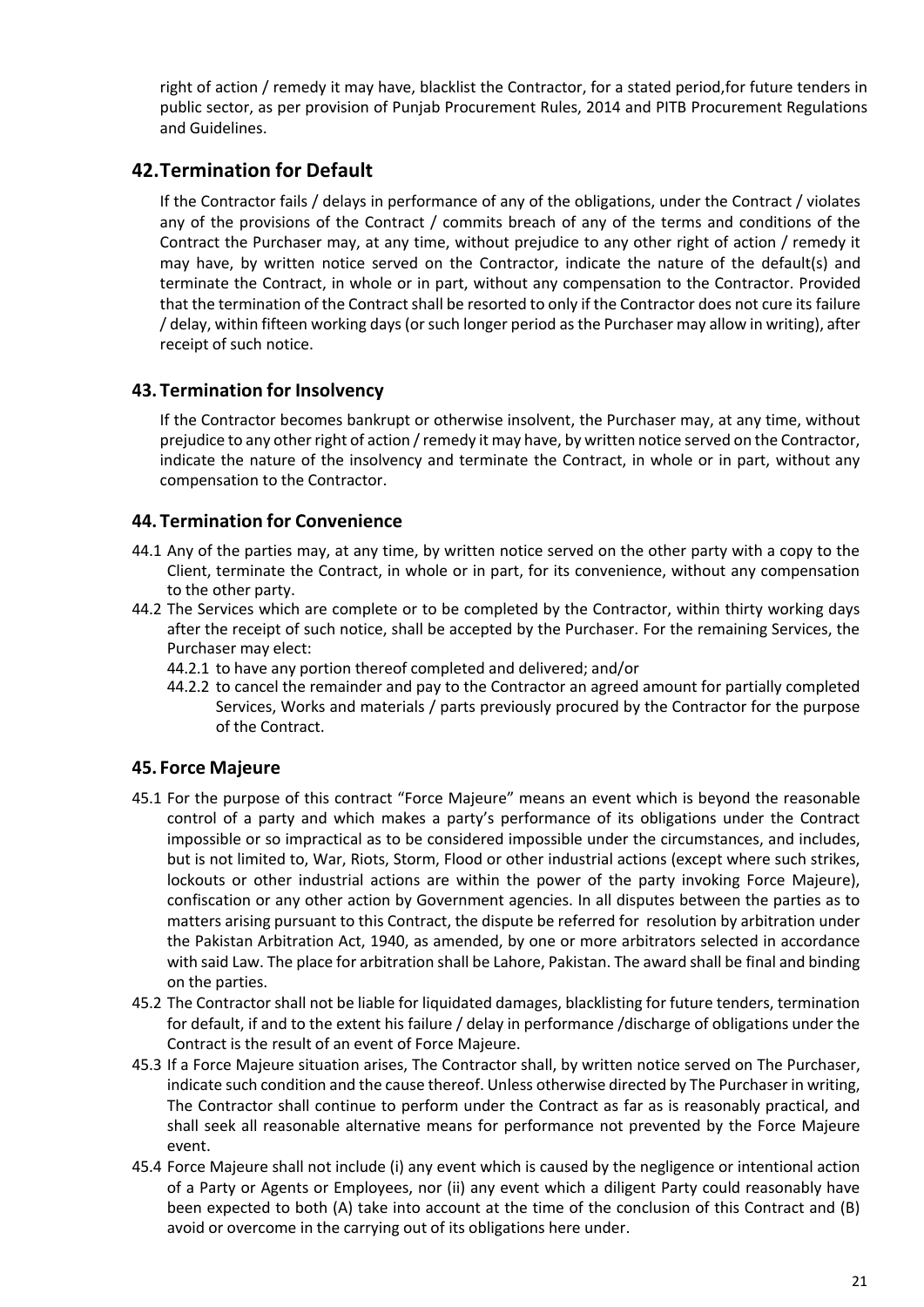right of action / remedy it may have, blacklist the Contractor, for a stated period,for future tenders in public sector, as per provision of Punjab Procurement Rules, 2014 and PITB Procurement Regulations and Guidelines.

## 42. Termination for Default

If the Contractor fails / delays in performance of any of the obligations, under the Contract / violates any of the provisions of the Contract / commits breach of any of the terms and conditions of the Contract the Purchaser may, at any time, without prejudice to any other right of action / remedy it may have, by written notice served on the Contractor, indicate the nature of the default(s) and terminate the Contract, in whole or in part, without any compensation to the Contractor. Provided that the termination of the Contract shall be resorted to only if the Contractor does not cure its failure / delay, within fifteen working days (or such longer period as the Purchaser may allow in writing), after receipt of such notice.

## 43. Termination for Insolvency

If the Contractor becomes bankrupt or otherwise insolvent, the Purchaser may, at any time, without prejudice to any other right of action / remedy it may have, by written notice served on the Contractor, indicate the nature of the insolvency and terminate the Contract, in whole or in part, without any compensation to the Contractor.

## 44. Termination for Convenience

44.1 Any of the parties may, at any time, by written notice served on the other party with a copy to the Client, terminate the Contract, in whole or in part, for its convenience, without any compensation to the other party.

44.2 The Services which are complete or to be completed by the Contractor, within thirty working days after the receipt of such notice, shall be accepted by the Purchaser. For the remaining Services, the Purchaser may elect:

- 44.2.1 to have any portion thereof completed and delivered; and/or
- 44.2.2 to cancel the remainder and pay to the Contractor an agreed amount for partially completed Services, Works and materials / parts previously procured by the Contractor for the purpose of the Contract.

## 45. Force Majeure

45.1 For the purpose of this contract "Force Majeure" means an event which is beyond the reasonable control of a party and which makes a party's performance of its obligations under the Contract impossible or so impractical as to be considered impossible under the circumstances, and includes, but is not limited to, War, Riots, Storm, Flood or other industrial actions (except where such strikes, lockouts or other industrial actions are within the power of the party invoking Force Majeure), confiscation or any other action by Government agencies. In all disputes between the parties as to matters arising pursuant to this Contract, the dispute be referred for resolution by arbitration under the Pakistan Arbitration Act, 1940, as amended, by one or more arbitrators selected in accordance with said Law. The place for arbitration shall be Lahore, Pakistan. The award shall be final and binding on the parties.

45.2 The Contractor shall not be liable for liquidated damages, blacklisting for future tenders, termination for default, if and to the extent his failure / delay in performance /discharge of obligations under the Contract is the result of an event of Force Majeure.

45.3 If a Force Majeure situation arises, The Contractor shall, by written notice served on The Purchaser, indicate such condition and the cause thereof. Unless otherwise directed by The Purchaser in writing, The Contractor shall continue to perform under the Contract as far as is reasonably practical, and shall seek all reasonable alternative means for performance not prevented by the Force Majeure event.

45.4 Force Majeure shall not include (i) any event which is caused by the negligence or intentional action of a Party or Agents or Employees, nor (ii) any event which a diligent Party could reasonably have been expected to both (A) take into account at the time of the conclusion of this Contract and (B) avoid or overcome in the carrying out of its obligations here under.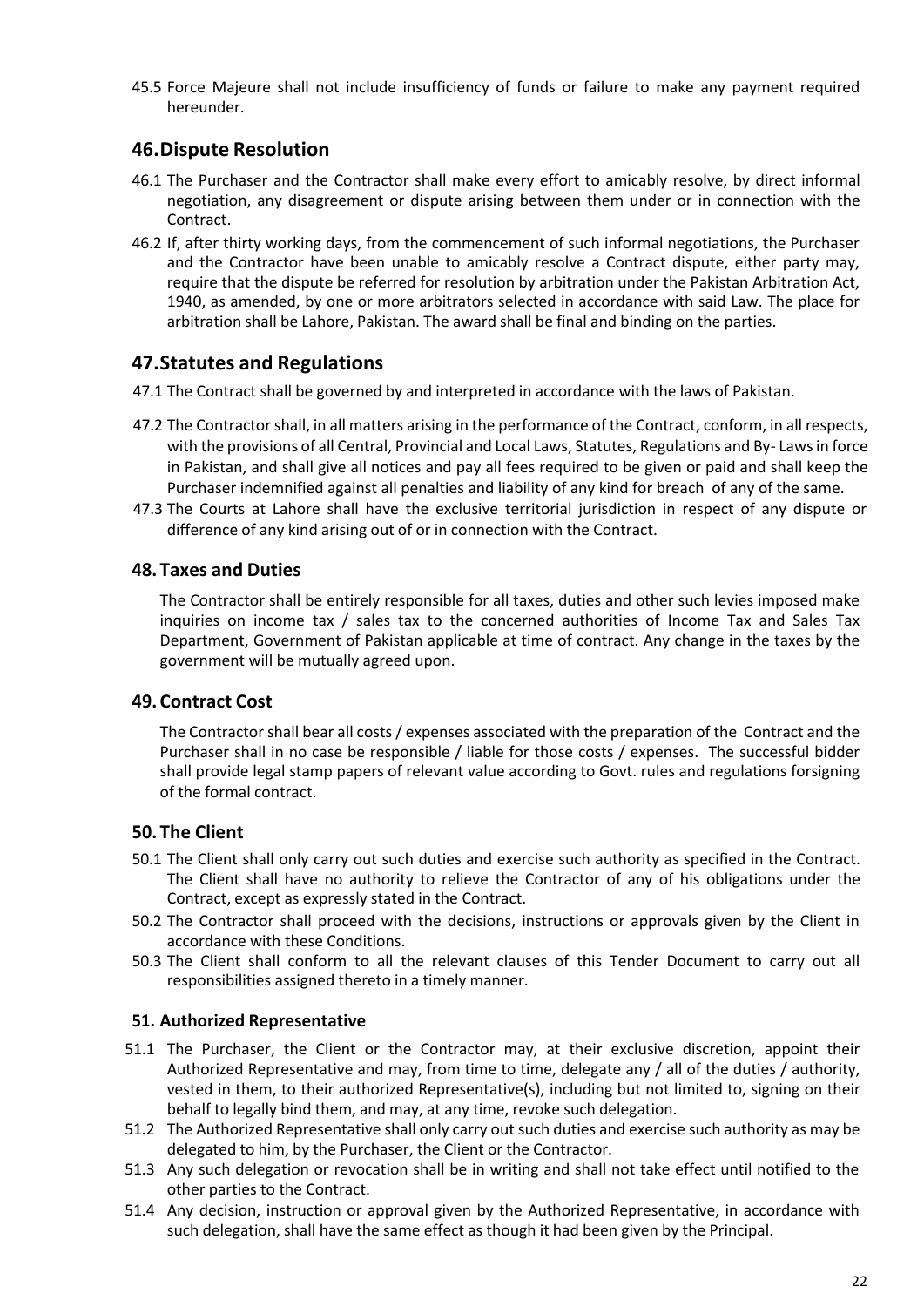45.5 Force Majeure shall not include insufficiency of funds or failure to make any payment required hereunder.

## 46. Dispute Resolution

46.1 The Purchaser and the Contractor shall make every effort to amicably resolve, by direct informal negotiation, any disagreement or dispute arising between them under or in connection with the Contract.

46.2 If, after thirty working days, from the commencement of such informal negotiations, the Purchaser and the Contractor have been unable to amicably resolve a Contract dispute, either party may, require that the dispute be referred for resolution by arbitration under the Pakistan Arbitration Act, 1940, as amended, by one or more arbitrators selected in accordance with said Law. The place for arbitration shall be Lahore, Pakistan. The award shall be final and binding on the parties.

## 47. Statutes and Regulations

47.1 The Contract shall be governed by and interpreted in accordance with the laws of Pakistan.

47.2 The Contractor shall, in all matters arising in the performance of the Contract, conform, in all respects, with the provisions of all Central, Provincial and Local Laws, Statutes, Regulations and By- Laws in force in Pakistan, and shall give all notices and pay all fees required to be given or paid and shall keep the Purchaser indemnified against all penalties and liability of any kind for breach of any of the same.

47.3 The Courts at Lahore shall have the exclusive territorial jurisdiction in respect of any dispute or difference of any kind arising out of or in connection with the Contract.

## 48. Taxes and Duties

The Contractor shall be entirely responsible for all taxes, duties and other such levies imposed make inquiries on income tax / sales tax to the concerned authorities of Income Tax and Sales Tax Department, Government of Pakistan applicable at time of contract. Any change in the taxes by the government will be mutually agreed upon.

## 49. Contract Cost

The Contractor shall bear all costs / expenses associated with the preparation of the Contract and the Purchaser shall in no case be responsible / liable for those costs / expenses. The successful bidder shall provide legal stamp papers of relevant value according to Govt. rules and regulations forsigning of the formal contract.

## 50. The Client

50.1 The Client shall only carry out such duties and exercise such authority as specified in the Contract. The Client shall have no authority to relieve the Contractor of any of his obligations under the Contract, except as expressly stated in the Contract.

50.2 The Contractor shall proceed with the decisions, instructions or approvals given by the Client in accordance with these Conditions.

50.3 The Client shall conform to all the relevant clauses of this Tender Document to carry out all responsibilities assigned thereto in a timely manner.

### 51. Authorized Representative

51.1 The Purchaser, the Client or the Contractor may, at their exclusive discretion, appoint their Authorized Representative and may, from time to time, delegate any / all of the duties / authority, vested in them, to their authorized Representative(s), including but not limited to, signing on their behalf to legally bind them, and may, at any time, revoke such delegation.

51.2 The Authorized Representative shall only carry out such duties and exercise such authority as may be delegated to him, by the Purchaser, the Client or the Contractor.

51.3 Any such delegation or revocation shall be in writing and shall not take effect until notified to the other parties to the Contract.

51.4 Any decision, instruction or approval given by the Authorized Representative, in accordance with such delegation, shall have the same effect as though it had been given by the Principal.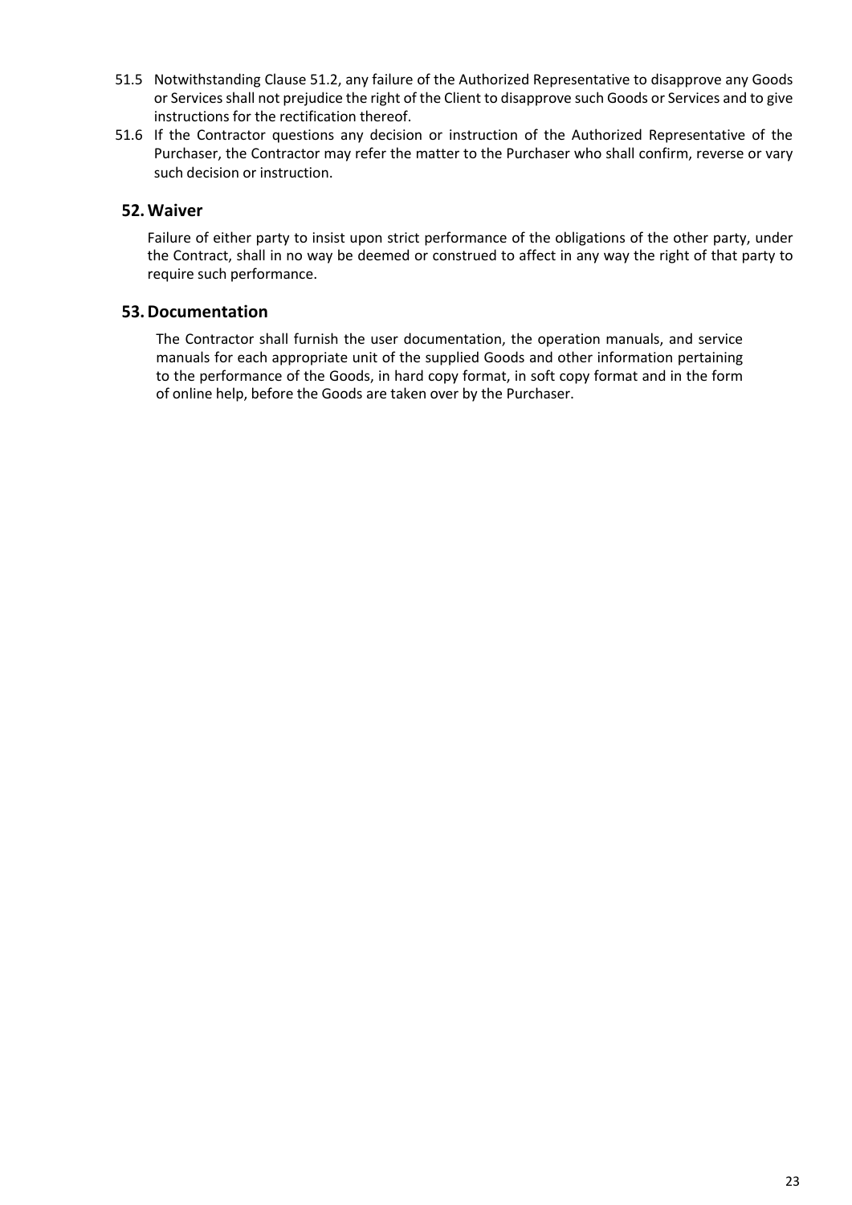51.5 Notwithstanding Clause 51.2, any failure of the Authorized Representative to disapprove any Goods or Services shall not prejudice the right of the Client to disapprove such Goods or Services and to give instructions for the rectification thereof.

51.6 If the Contractor questions any decision or instruction of the Authorized Representative of the Purchaser, the Contractor may refer the matter to the Purchaser who shall confirm, reverse or vary such decision or instruction.

## 52. Waiver

Failure of either party to insist upon strict performance of the obligations of the other party, under the Contract, shall in no way be deemed or construed to affect in any way the right of that party to require such performance.

## 53. Documentation

The Contractor shall furnish the user documentation, the operation manuals, and service manuals for each appropriate unit of the supplied Goods and other information pertaining to the performance of the Goods, in hard copy format, in soft copy format and in the form of online help, before the Goods are taken over by the Purchaser.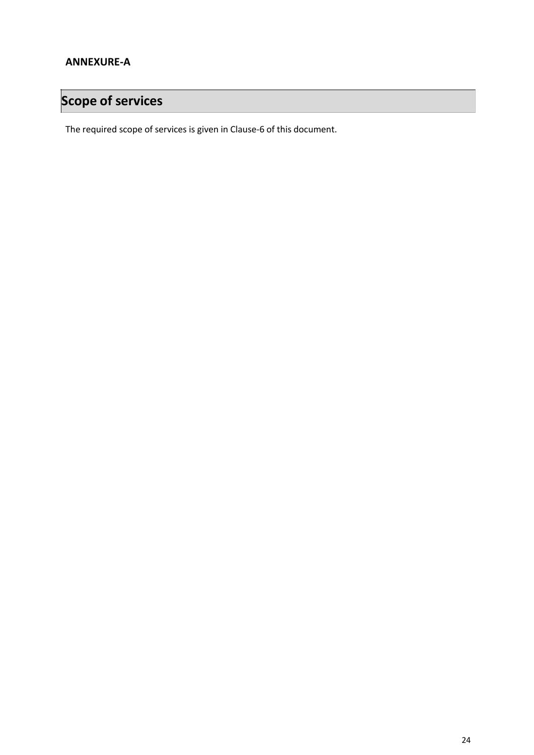**ANNEXURE-A**

# Scope of services

The required scope of services is given in Clause-6 of this document.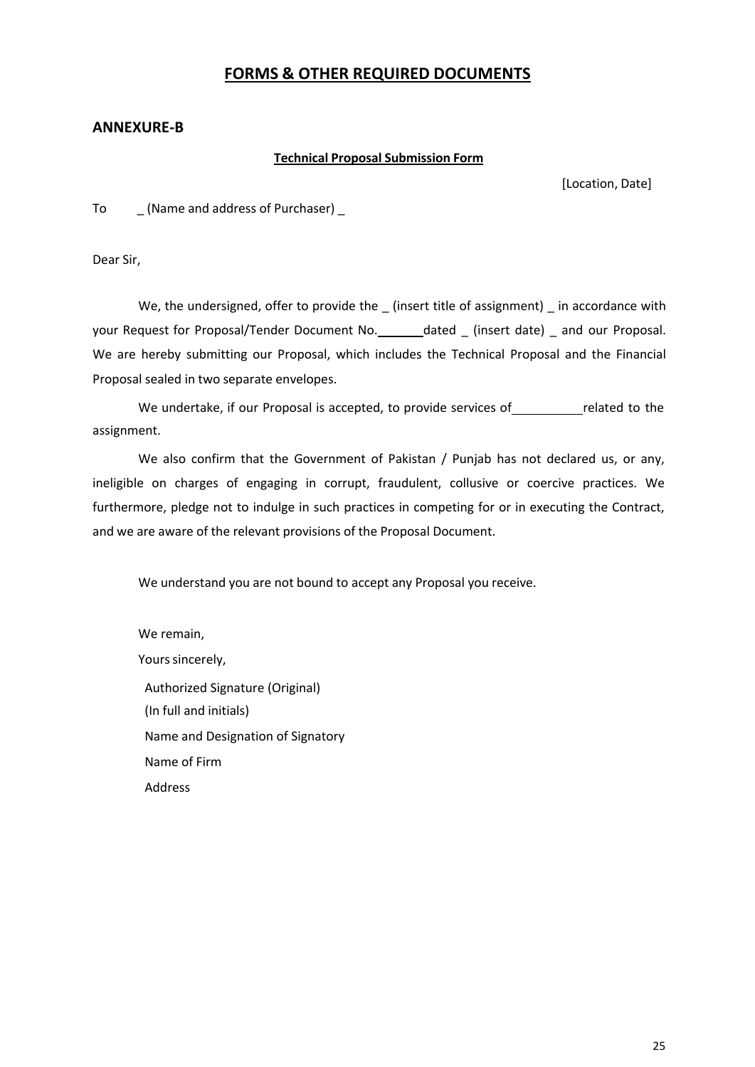# FORMS & OTHER REQUIRED DOCUMENTS

## ANNEXURE-B

**Technical Proposal Submission Form**

[Location, Date]

To _ (Name and address of Purchaser) _

Dear Sir,

We, the undersigned, offer to provide the _ (insert title of assignment) _ in accordance with your Request for Proposal/Tender Document No.\_\_\_\_\_\_\_dated _ (insert date) _ and our Proposal. We are hereby submitting our Proposal, which includes the Technical Proposal and the Financial Proposal sealed in two separate envelopes.

We undertake, if our Proposal is accepted, to provide services of\_\_\_\_\_\_\_\_\_\_related to the assignment.

We also confirm that the Government of Pakistan / Punjab has not declared us, or any, ineligible on charges of engaging in corrupt, fraudulent, collusive or coercive practices. We furthermore, pledge not to indulge in such practices in competing for or in executing the Contract, and we are aware of the relevant provisions of the Proposal Document.

We understand you are not bound to accept any Proposal you receive.

We remain,

Yours sincerely,

Authorized Signature (Original)

(In full and initials)

Name and Designation of Signatory

Name of Firm

Address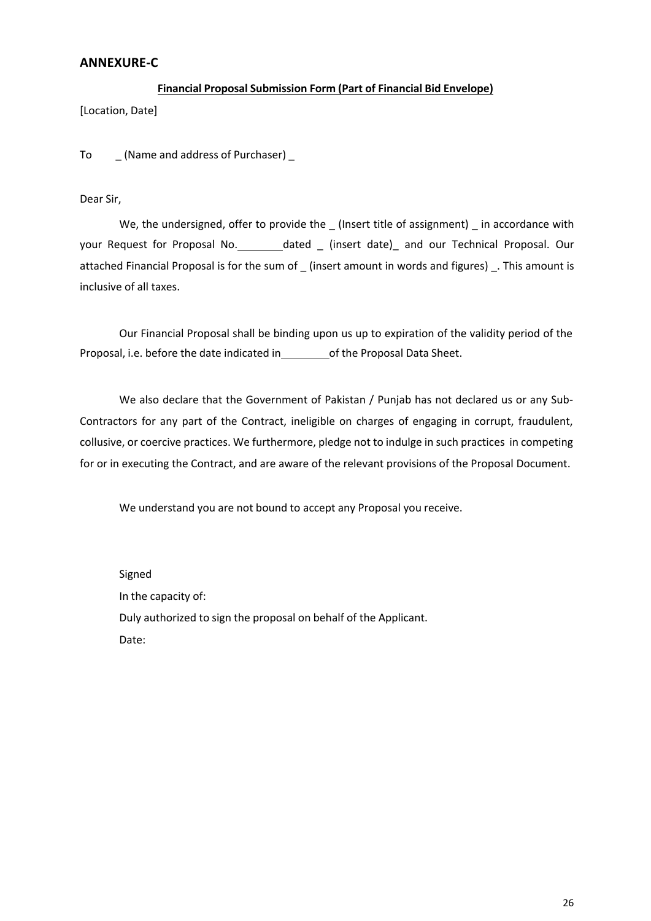## ANNEXURE-C

**Financial Proposal Submission Form (Part of Financial Bid Envelope)**

[Location, Date]

To _ (Name and address of Purchaser) _

Dear Sir,

We, the undersigned, offer to provide the _ (Insert title of assignment) _ in accordance with your Request for Proposal No.________dated _ (insert date)_ and our Technical Proposal. Our attached Financial Proposal is for the sum of _ (insert amount in words and figures) _. This amount is inclusive of all taxes.

Our Financial Proposal shall be binding upon us up to expiration of the validity period of the Proposal, i.e. before the date indicated in________of the Proposal Data Sheet.

We also declare that the Government of Pakistan / Punjab has not declared us or any Sub-Contractors for any part of the Contract, ineligible on charges of engaging in corrupt, fraudulent, collusive, or coercive practices. We furthermore, pledge not to indulge in such practices in competing for or in executing the Contract, and are aware of the relevant provisions of the Proposal Document.

We understand you are not bound to accept any Proposal you receive.

Signed

In the capacity of:

Duly authorized to sign the proposal on behalf of the Applicant.

Date: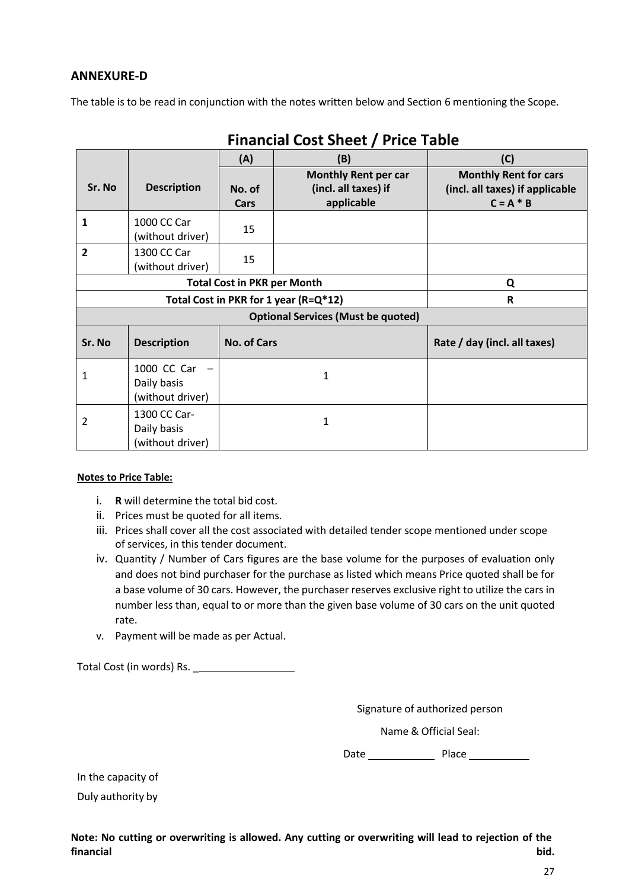## ANNEXURE-D

The table is to be read in conjunction with the notes written below and Section 6 mentioning the Scope.

### Financial Cost Sheet / Price Table

| Sr. No | Description | (A) No. of Cars | (B) Monthly Rent per car (incl. all taxes) if applicable | (C) Monthly Rent for cars (incl. all taxes) if applicable C = A * B |
|---|---|---|---|---|
| 1 | 1000 CC Car (without driver) | 15 | | |
| 2 | 1300 CC Car (without driver) | 15 | | |
| Total Cost in PKR per Month | | | | Q |
| Total Cost in PKR for 1 year (R=Q*12) | | | | R |
| Optional Services (Must be quoted) | | | | |
| Sr. No | Description | No. of Cars | | Rate / day (incl. all taxes) |
| 1 | 1000 CC Car – Daily basis (without driver) | 1 | | |
| 2 | 1300 CC Car- Daily basis (without driver) | 1 | | |

**Notes to Price Table:**

i. **R** will determine the total bid cost.
ii. Prices must be quoted for all items.
iii. Prices shall cover all the cost associated with detailed tender scope mentioned under scope of services, in this tender document.
iv. Quantity / Number of Cars figures are the base volume for the purposes of evaluation only and does not bind purchaser for the purchase as listed which means Price quoted shall be for a base volume of 30 cars. However, the purchaser reserves exclusive right to utilize the cars in number less than, equal to or more than the given base volume of 30 cars on the unit quoted rate.
v. Payment will be made as per Actual.

Total Cost (in words) Rs. \_\_\_\_\_\_\_\_\_\_\_\_\_\_\_\_\_\_

Signature of authorized person

Name & Official Seal:

Date \_\_\_\_\_\_\_\_\_\_\_\_ Place \_\_\_\_\_\_\_\_\_\_\_\_

In the capacity of

Duly authority by

**Note: No cutting or overwriting is allowed. Any cutting or overwriting will lead to rejection of the financial bid.**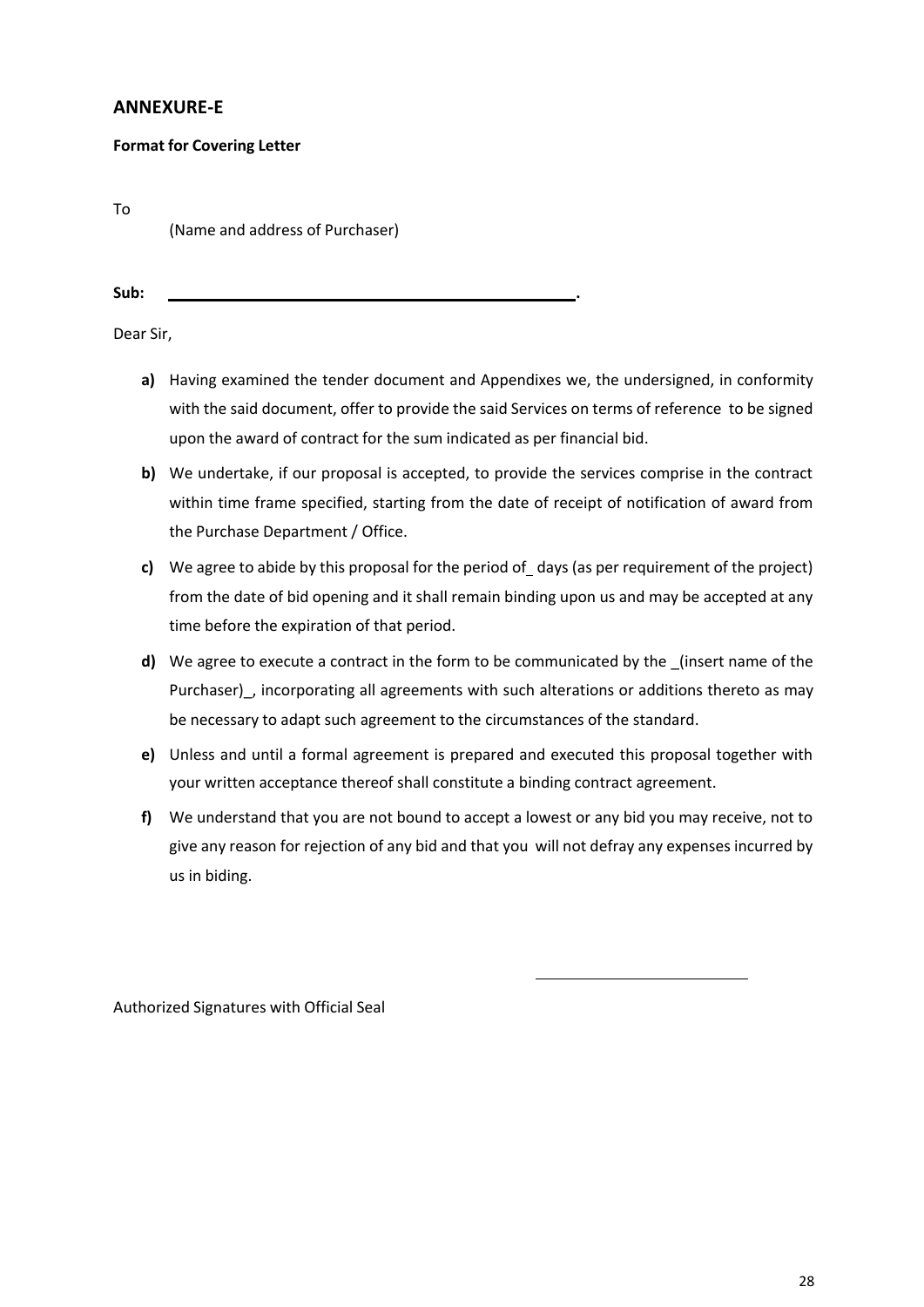## ANNEXURE-E

**Format for Covering Letter**

To

(Name and address of Purchaser)

**Sub:** ______________________________________________.

Dear Sir,

**a)** Having examined the tender document and Appendixes we, the undersigned, in conformity with the said document, offer to provide the said Services on terms of reference to be signed upon the award of contract for the sum indicated as per financial bid.

**b)** We undertake, if our proposal is accepted, to provide the services comprise in the contract within time frame specified, starting from the date of receipt of notification of award from the Purchase Department / Office.

**c)** We agree to abide by this proposal for the period of_ days (as per requirement of the project) from the date of bid opening and it shall remain binding upon us and may be accepted at any time before the expiration of that period.

**d)** We agree to execute a contract in the form to be communicated by the _(insert name of the Purchaser)_, incorporating all agreements with such alterations or additions thereto as may be necessary to adapt such agreement to the circumstances of the standard.

**e)** Unless and until a formal agreement is prepared and executed this proposal together with your written acceptance thereof shall constitute a binding contract agreement.

**f)** We understand that you are not bound to accept a lowest or any bid you may receive, not to give any reason for rejection of any bid and that you will not defray any expenses incurred by us in biding.

______________________________

Authorized Signatures with Official Seal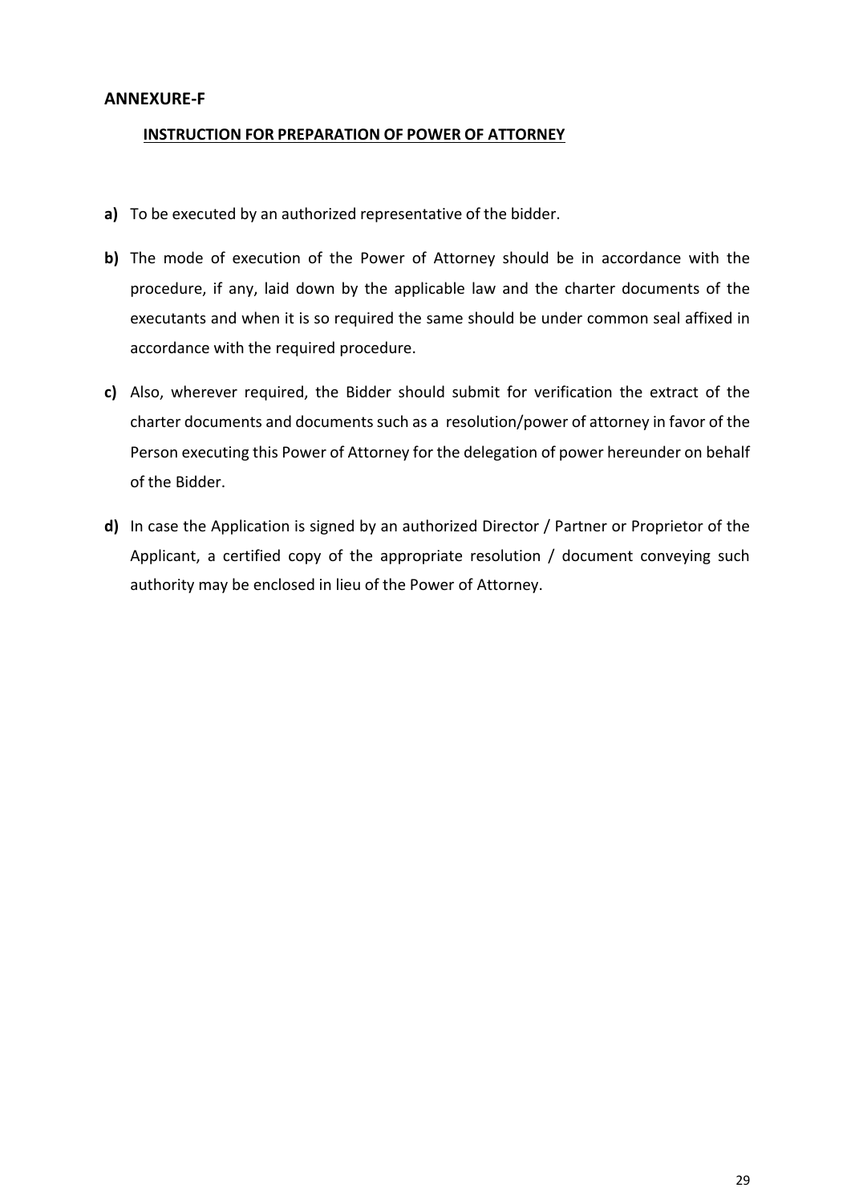## ANNEXURE-F

### INSTRUCTION FOR PREPARATION OF POWER OF ATTORNEY

**a)** To be executed by an authorized representative of the bidder.

**b)** The mode of execution of the Power of Attorney should be in accordance with the procedure, if any, laid down by the applicable law and the charter documents of the executants and when it is so required the same should be under common seal affixed in accordance with the required procedure.

**c)** Also, wherever required, the Bidder should submit for verification the extract of the charter documents and documents such as a resolution/power of attorney in favor of the Person executing this Power of Attorney for the delegation of power hereunder on behalf of the Bidder.

**d)** In case the Application is signed by an authorized Director / Partner or Proprietor of the Applicant, a certified copy of the appropriate resolution / document conveying such authority may be enclosed in lieu of the Power of Attorney.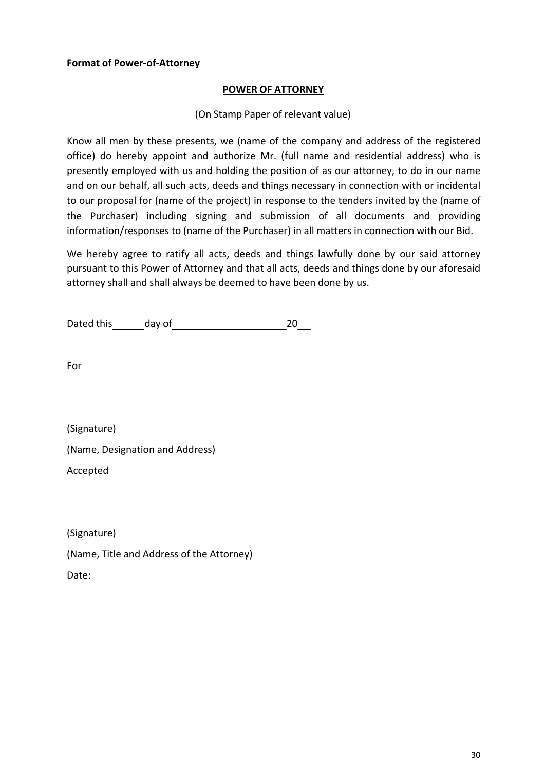**Format of Power-of-Attorney**

**POWER OF ATTORNEY**

(On Stamp Paper of relevant value)

Know all men by these presents, we (name of the company and address of the registered office) do hereby appoint and authorize Mr. (full name and residential address) who is presently employed with us and holding the position of as our attorney, to do in our name and on our behalf, all such acts, deeds and things necessary in connection with or incidental to our proposal for (name of the project) in response to the tenders invited by the (name of the Purchaser) including signing and submission of all documents and providing information/responses to (name of the Purchaser) in all matters in connection with our Bid.

We hereby agree to ratify all acts, deeds and things lawfully done by our said attorney pursuant to this Power of Attorney and that all acts, deeds and things done by our aforesaid attorney shall and shall always be deemed to have been done by us.

Dated this ______ day of ____________________ 20___

For ______________________________

(Signature)

(Name, Designation and Address)

Accepted

(Signature)

(Name, Title and Address of the Attorney)

Date: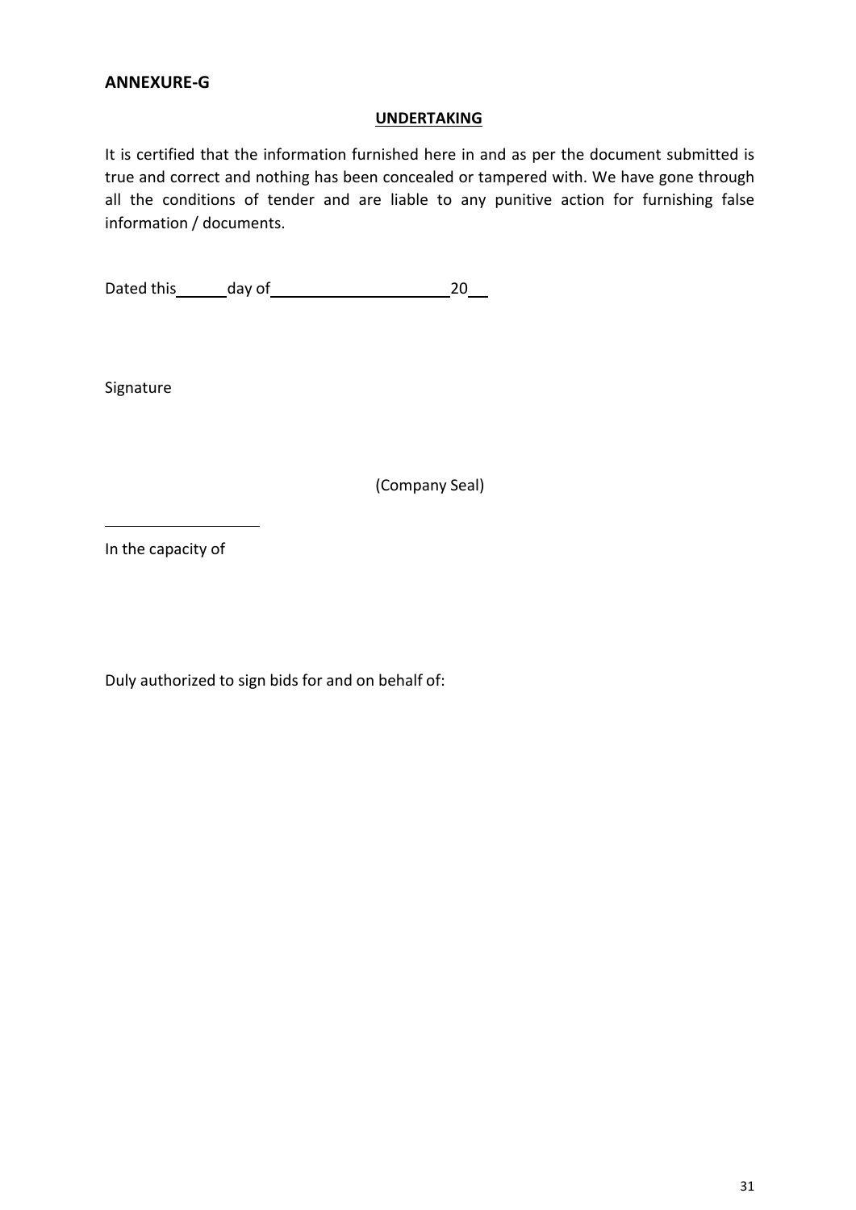**ANNEXURE-G**

**UNDERTAKING**

It is certified that the information furnished here in and as per the document submitted is true and correct and nothing has been concealed or tampered with. We have gone through all the conditions of tender and are liable to any punitive action for furnishing false information / documents.

Dated this\_\_\_\_\_\_day of\_\_\_\_\_\_\_\_\_\_\_\_\_\_\_\_\_\_\_\_\_\_20\_\_\_

Signature

(Company Seal)

\_\_\_\_\_\_\_\_\_\_\_\_\_\_\_\_\_\_\_\_

In the capacity of

Duly authorized to sign bids for and on behalf of: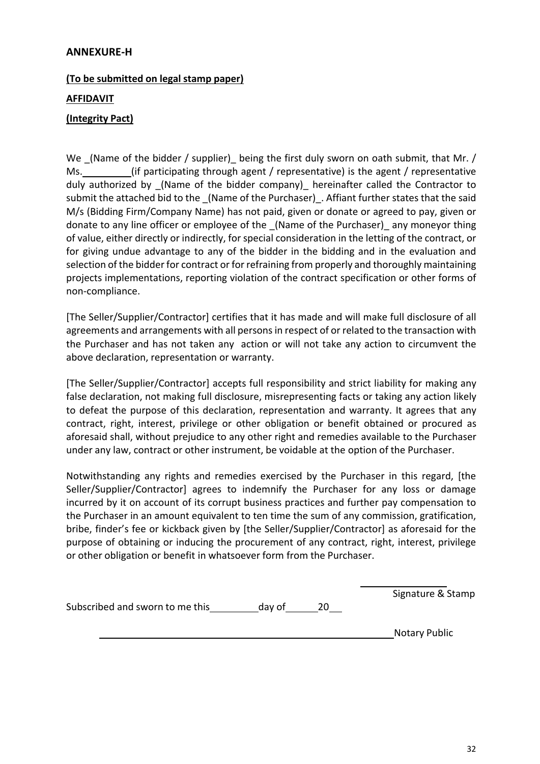**ANNEXURE-H**

**(To be submitted on legal stamp paper)**

**AFFIDAVIT**

**(Integrity Pact)**

We _(Name of the bidder / supplier)_ being the first duly sworn on oath submit, that Mr. / Ms.__________(if participating through agent / representative) is the agent / representative duly authorized by _(Name of the bidder company)_ hereinafter called the Contractor to submit the attached bid to the _(Name of the Purchaser)_. Affiant further states that the said M/s (Bidding Firm/Company Name) has not paid, given or donate or agreed to pay, given or donate to any line officer or employee of the _(Name of the Purchaser)_ any moneyor thing of value, either directly or indirectly, for special consideration in the letting of the contract, or for giving undue advantage to any of the bidder in the bidding and in the evaluation and selection of the bidder for contract or for refraining from properly and thoroughly maintaining projects implementations, reporting violation of the contract specification or other forms of non-compliance.

[The Seller/Supplier/Contractor] certifies that it has made and will make full disclosure of all agreements and arrangements with all persons in respect of or related to the transaction with the Purchaser and has not taken any action or will not take any action to circumvent the above declaration, representation or warranty.

[The Seller/Supplier/Contractor] accepts full responsibility and strict liability for making any false declaration, not making full disclosure, misrepresenting facts or taking any action likely to defeat the purpose of this declaration, representation and warranty. It agrees that any contract, right, interest, privilege or other obligation or benefit obtained or procured as aforesaid shall, without prejudice to any other right and remedies available to the Purchaser under any law, contract or other instrument, be voidable at the option of the Purchaser.

Notwithstanding any rights and remedies exercised by the Purchaser in this regard, [the Seller/Supplier/Contractor] agrees to indemnify the Purchaser for any loss or damage incurred by it on account of its corrupt business practices and further pay compensation to the Purchaser in an amount equivalent to ten time the sum of any commission, gratification, bribe, finder's fee or kickback given by [the Seller/Supplier/Contractor] as aforesaid for the purpose of obtaining or inducing the procurement of any contract, right, interest, privilege or other obligation or benefit in whatsoever form from the Purchaser.

__________________

Signature & Stamp

Subscribed and sworn to me this__________day of______20___

______________________________________________ Notary Public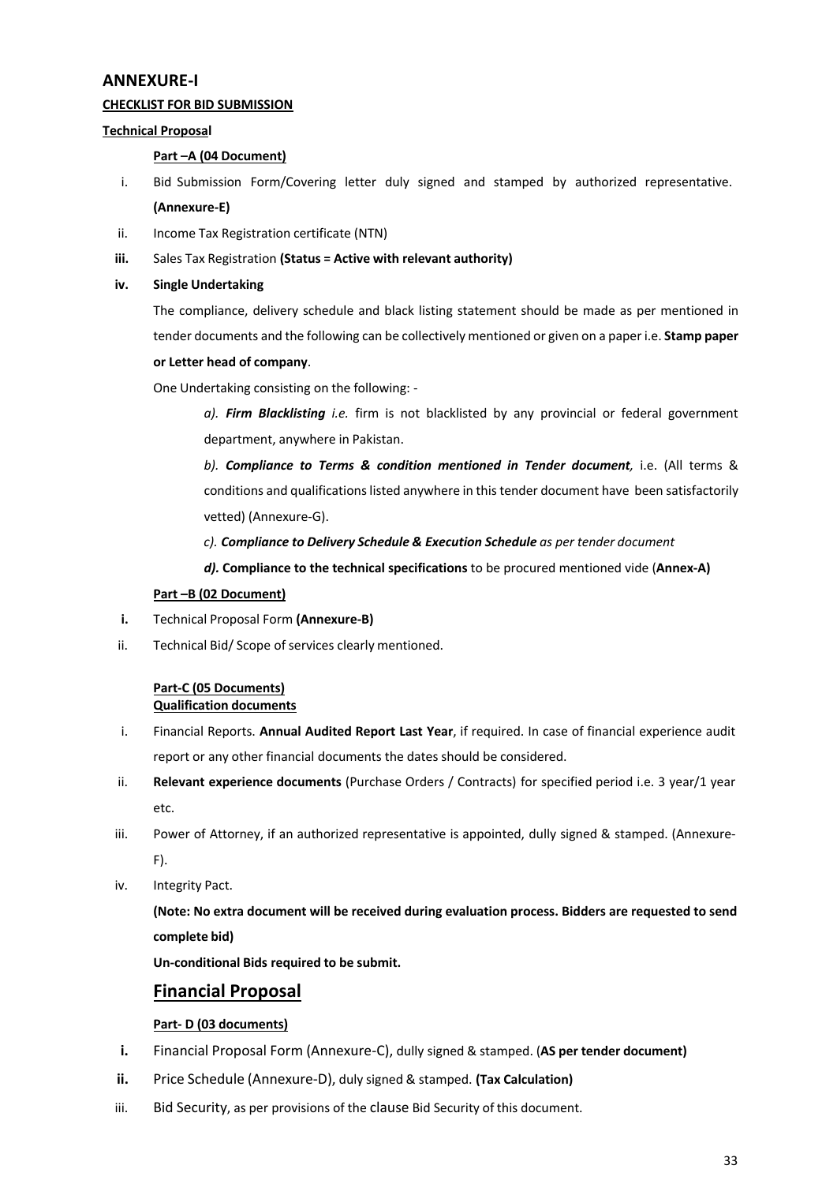## ANNEXURE-I

**CHECKLIST FOR BID SUBMISSION**

**Technical Proposal**

**Part –A (04 Document)**

i. Bid Submission Form/Covering letter duly signed and stamped by authorized representative. **(Annexure-E)**

ii. Income Tax Registration certificate (NTN)

**iii.** Sales Tax Registration **(Status = Active with relevant authority)**

**iv. Single Undertaking**

The compliance, delivery schedule and black listing statement should be made as per mentioned in tender documents and the following can be collectively mentioned or given on a paper i.e. **Stamp paper or Letter head of company**.

One Undertaking consisting on the following: -

> *a). **Firm Blacklisting** i.e.* firm is not blacklisted by any provincial or federal government department, anywhere in Pakistan.
>
> *b). **Compliance to Terms & condition mentioned in Tender document**,* i.e. (All terms & conditions and qualifications listed anywhere in this tender document have been satisfactorily vetted) (Annexure-G).
>
> *c). **Compliance to Delivery Schedule & Execution Schedule** as per tender document*
>
> ***d).*** **Compliance to the technical specifications** to be procured mentioned vide (**Annex-A)**

**Part –B (02 Document)**

**i.** Technical Proposal Form **(Annexure-B)**

ii. Technical Bid/ Scope of services clearly mentioned.

**Part-C (05 Documents)**
**Qualification documents**

i. Financial Reports. **Annual Audited Report Last Year**, if required. In case of financial experience audit report or any other financial documents the dates should be considered.

ii. **Relevant experience documents** (Purchase Orders / Contracts) for specified period i.e. 3 year/1 year etc.

iii. Power of Attorney, if an authorized representative is appointed, dully signed & stamped. (Annexure-F).

iv. Integrity Pact.

**(Note: No extra document will be received during evaluation process. Bidders are requested to send complete bid)**

**Un-conditional Bids required to be submit.**

## Financial Proposal

**Part- D (03 documents)**

**i.** Financial Proposal Form (Annexure-C), dully signed & stamped. (**AS per tender document)**

**ii.** Price Schedule (Annexure-D), duly signed & stamped. **(Tax Calculation)**

iii. Bid Security, as per provisions of the clause Bid Security of this document.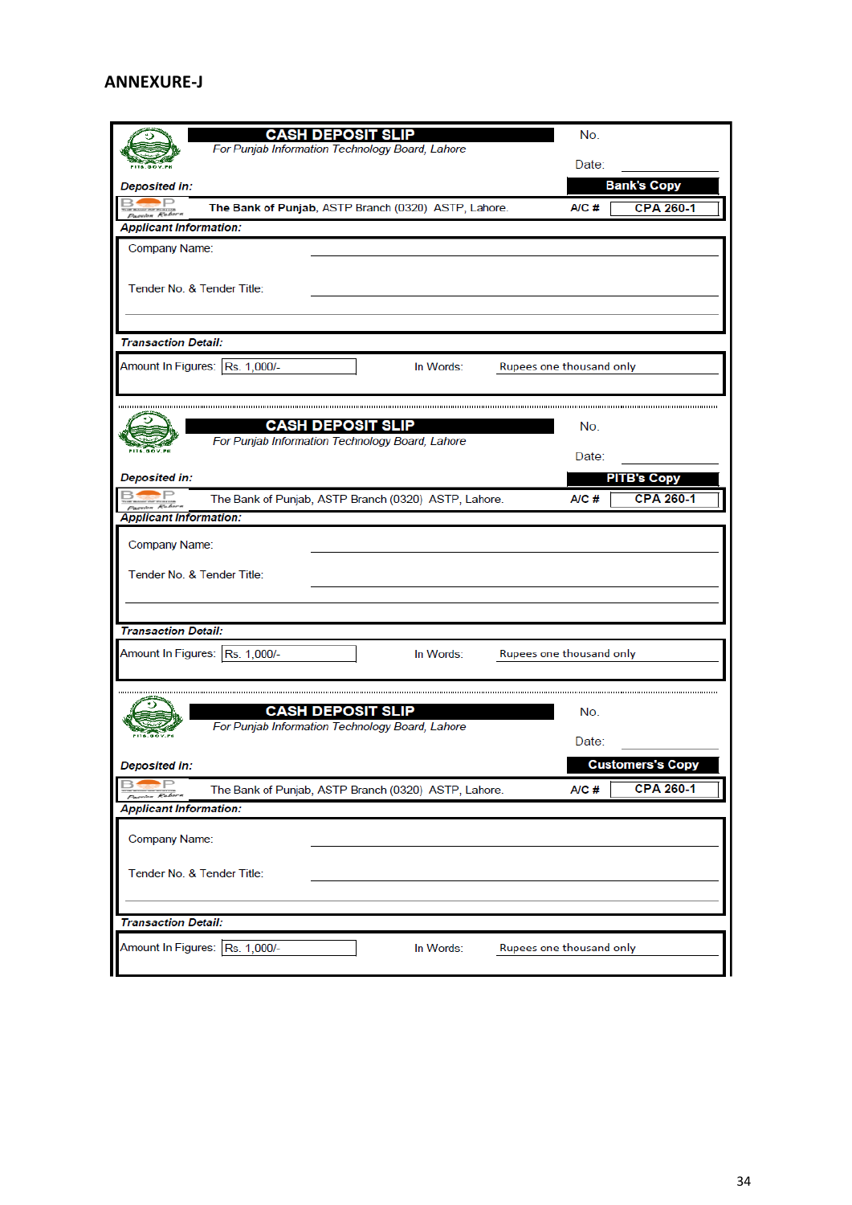## ANNEXURE-J

**CASH DEPOSIT SLIP**

*For Punjab Information Technology Board, Lahore*

No.

Date:

***Deposited in:*** **Bank's Copy**

**The Bank of Punjab**, ASTP Branch (0320) ASTP, Lahore. **A/C #** **CPA 260-1**

***Applicant Information:***

Company Name:

Tender No. & Tender Title:

***Transaction Detail:***

Amount In Figures: Rs. 1,000/- In Words: Rupees one thousand only

---

**CASH DEPOSIT SLIP**

*For Punjab Information Technology Board, Lahore*

No.

Date:

***Deposited in:*** **PITB's Copy**

The Bank of Punjab, ASTP Branch (0320) ASTP, Lahore. **A/C #** **CPA 260-1**

***Applicant Information:***

Company Name:

Tender No. & Tender Title:

***Transaction Detail:***

Amount In Figures: Rs. 1,000/- In Words: Rupees one thousand only

---

**CASH DEPOSIT SLIP**

*For Punjab Information Technology Board, Lahore*

No.

Date:

***Deposited in:*** **Customers's Copy**

The Bank of Punjab, ASTP Branch (0320) ASTP, Lahore. **A/C #** **CPA 260-1**

***Applicant Information:***

Company Name:

Tender No. & Tender Title:

***Transaction Detail:***

Amount In Figures: Rs. 1,000/- In Words: Rupees one thousand only